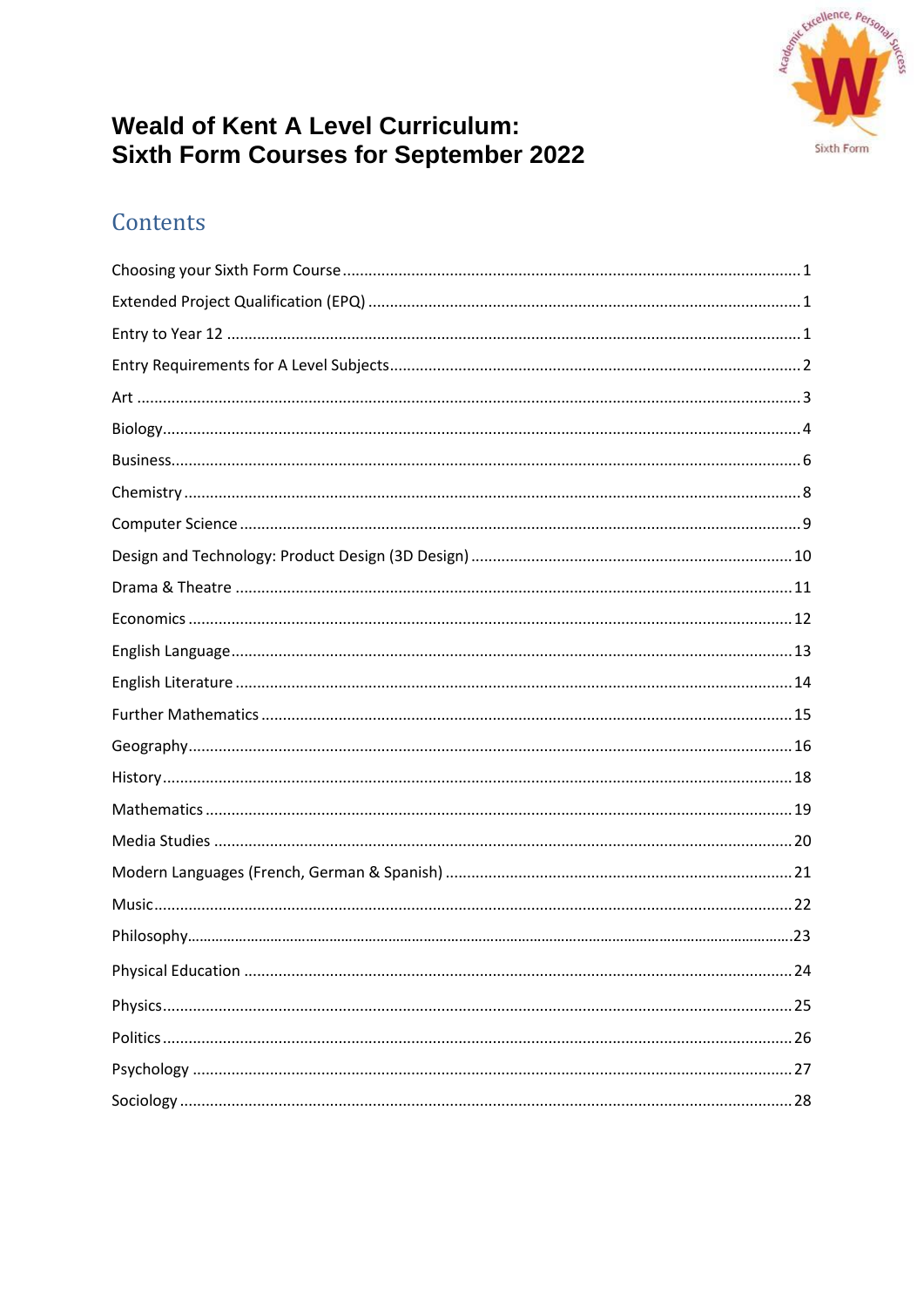# Weald of Kent A Level Curriculum: Sixth Form Courses for September 2022

## Contents

| | |
|---|---|
| Choosing your Sixth Form Course | 1 |
| Extended Project Qualification (EPQ) | 1 |
| Entry to Year 12 | 1 |
| Entry Requirements for A Level Subjects | 2 |
| Art | 3 |
| Biology | 4 |
| Business | 6 |
| Chemistry | 8 |
| Computer Science | 9 |
| Design and Technology: Product Design (3D Design) | 10 |
| Drama & Theatre | 11 |
| Economics | 12 |
| English Language | 13 |
| English Literature | 14 |
| Further Mathematics | 15 |
| Geography | 16 |
| History | 18 |
| Mathematics | 19 |
| Media Studies | 20 |
| Modern Languages (French, German & Spanish) | 21 |
| Music | 22 |
| Philosophy | 23 |
| Physical Education | 24 |
| Physics | 25 |
| Politics | 26 |
| Psychology | 27 |
| Sociology | 28 |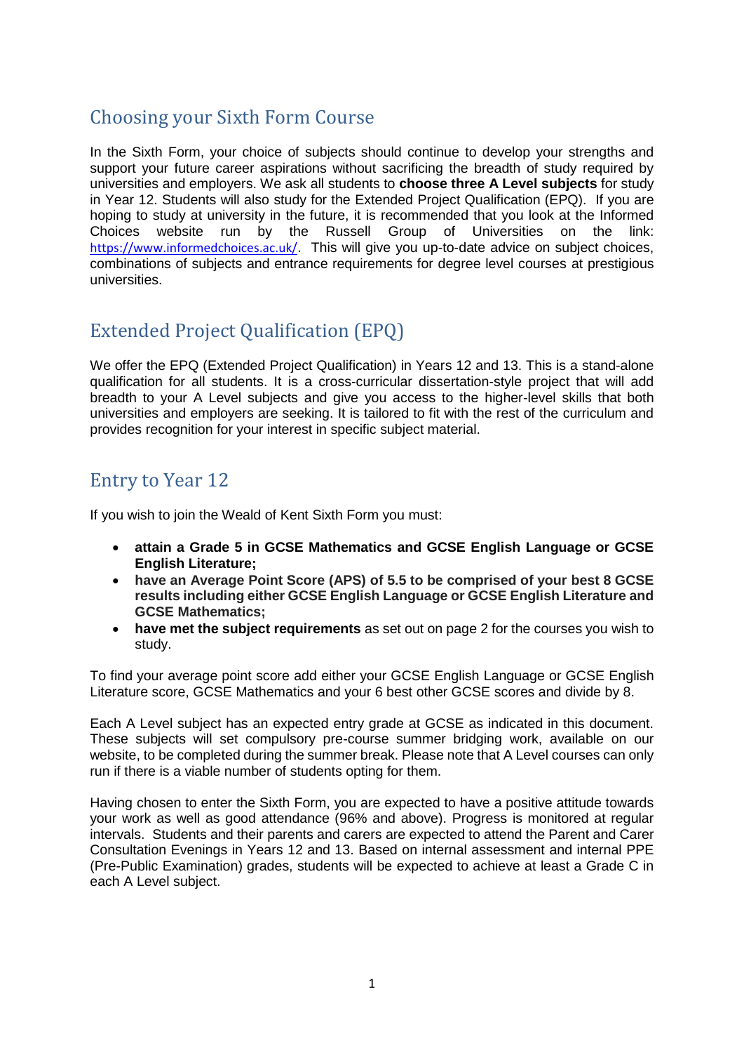## Choosing your Sixth Form Course

In the Sixth Form, your choice of subjects should continue to develop your strengths and support your future career aspirations without sacrificing the breadth of study required by universities and employers. We ask all students to **choose three A Level subjects** for study in Year 12. Students will also study for the Extended Project Qualification (EPQ). If you are hoping to study at university in the future, it is recommended that you look at the Informed Choices website run by the Russell Group of Universities on the link: https://www.informedchoices.ac.uk/. This will give you up-to-date advice on subject choices, combinations of subjects and entrance requirements for degree level courses at prestigious universities.

## Extended Project Qualification (EPQ)

We offer the EPQ (Extended Project Qualification) in Years 12 and 13. This is a stand-alone qualification for all students. It is a cross-curricular dissertation-style project that will add breadth to your A Level subjects and give you access to the higher-level skills that both universities and employers are seeking. It is tailored to fit with the rest of the curriculum and provides recognition for your interest in specific subject material.

## Entry to Year 12

If you wish to join the Weald of Kent Sixth Form you must:

- **attain a Grade 5 in GCSE Mathematics and GCSE English Language or GCSE English Literature;**
- **have an Average Point Score (APS) of 5.5 to be comprised of your best 8 GCSE results including either GCSE English Language or GCSE English Literature and GCSE Mathematics;**
- **have met the subject requirements** as set out on page 2 for the courses you wish to study.

To find your average point score add either your GCSE English Language or GCSE English Literature score, GCSE Mathematics and your 6 best other GCSE scores and divide by 8.

Each A Level subject has an expected entry grade at GCSE as indicated in this document. These subjects will set compulsory pre-course summer bridging work, available on our website, to be completed during the summer break. Please note that A Level courses can only run if there is a viable number of students opting for them.

Having chosen to enter the Sixth Form, you are expected to have a positive attitude towards your work as well as good attendance (96% and above). Progress is monitored at regular intervals. Students and their parents and carers are expected to attend the Parent and Carer Consultation Evenings in Years 12 and 13. Based on internal assessment and internal PPE (Pre-Public Examination) grades, students will be expected to achieve at least a Grade C in each A Level subject.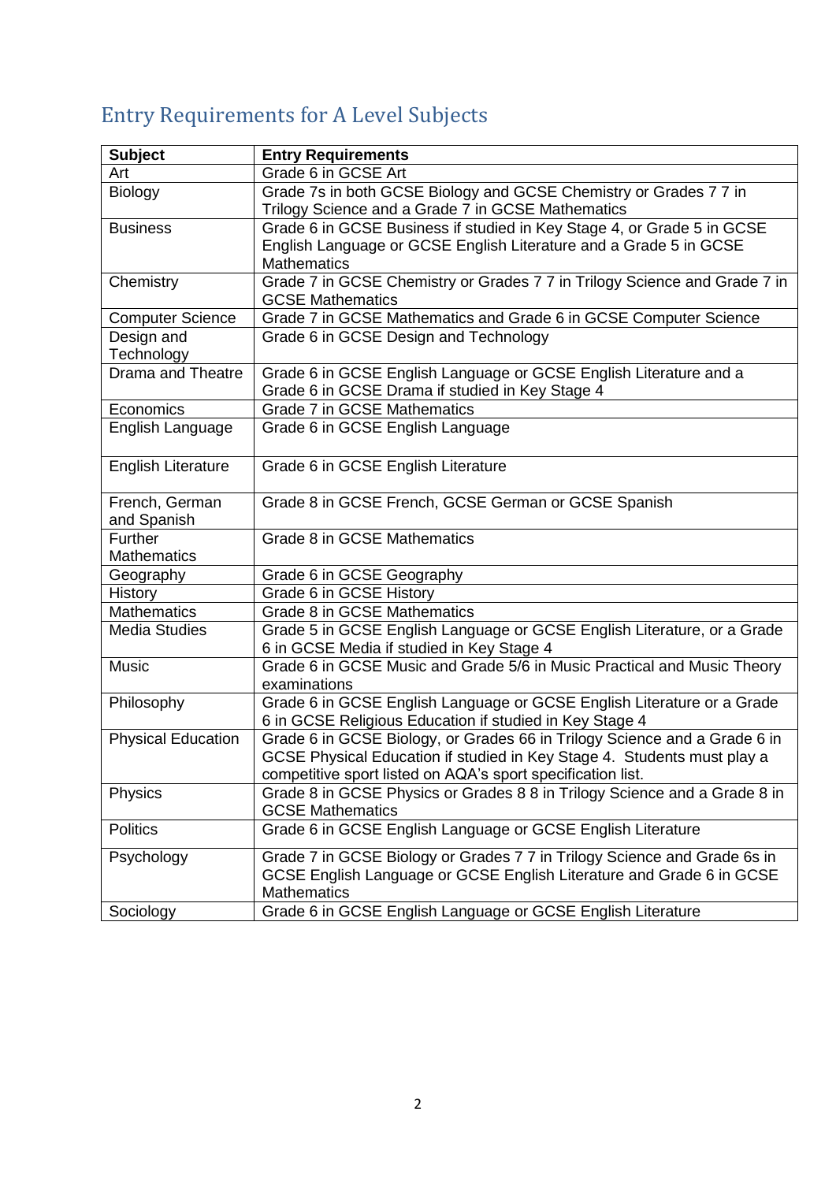## Entry Requirements for A Level Subjects

| Subject | Entry Requirements |
|---|---|
| Art | Grade 6 in GCSE Art |
| Biology | Grade 7s in both GCSE Biology and GCSE Chemistry or Grades 7 7 in Trilogy Science and a Grade 7 in GCSE Mathematics |
| Business | Grade 6 in GCSE Business if studied in Key Stage 4, or Grade 5 in GCSE English Language or GCSE English Literature and a Grade 5 in GCSE Mathematics |
| Chemistry | Grade 7 in GCSE Chemistry or Grades 7 7 in Trilogy Science and Grade 7 in GCSE Mathematics |
| Computer Science | Grade 7 in GCSE Mathematics and Grade 6 in GCSE Computer Science |
| Design and Technology | Grade 6 in GCSE Design and Technology |
| Drama and Theatre | Grade 6 in GCSE English Language or GCSE English Literature and a Grade 6 in GCSE Drama if studied in Key Stage 4 |
| Economics | Grade 7 in GCSE Mathematics |
| English Language | Grade 6 in GCSE English Language |
| English Literature | Grade 6 in GCSE English Literature |
| French, German and Spanish | Grade 8 in GCSE French, GCSE German or GCSE Spanish |
| Further Mathematics | Grade 8 in GCSE Mathematics |
| Geography | Grade 6 in GCSE Geography |
| History | Grade 6 in GCSE History |
| Mathematics | Grade 8 in GCSE Mathematics |
| Media Studies | Grade 5 in GCSE English Language or GCSE English Literature, or a Grade 6 in GCSE Media if studied in Key Stage 4 |
| Music | Grade 6 in GCSE Music and Grade 5/6 in Music Practical and Music Theory examinations |
| Philosophy | Grade 6 in GCSE English Language or GCSE English Literature or a Grade 6 in GCSE Religious Education if studied in Key Stage 4 |
| Physical Education | Grade 6 in GCSE Biology, or Grades 66 in Trilogy Science and a Grade 6 in GCSE Physical Education if studied in Key Stage 4. Students must play a competitive sport listed on AQA's sport specification list. |
| Physics | Grade 8 in GCSE Physics or Grades 8 8 in Trilogy Science and a Grade 8 in GCSE Mathematics |
| Politics | Grade 6 in GCSE English Language or GCSE English Literature |
| Psychology | Grade 7 in GCSE Biology or Grades 7 7 in Trilogy Science and Grade 6s in GCSE English Language or GCSE English Literature and Grade 6 in GCSE Mathematics |
| Sociology | Grade 6 in GCSE English Language or GCSE English Literature |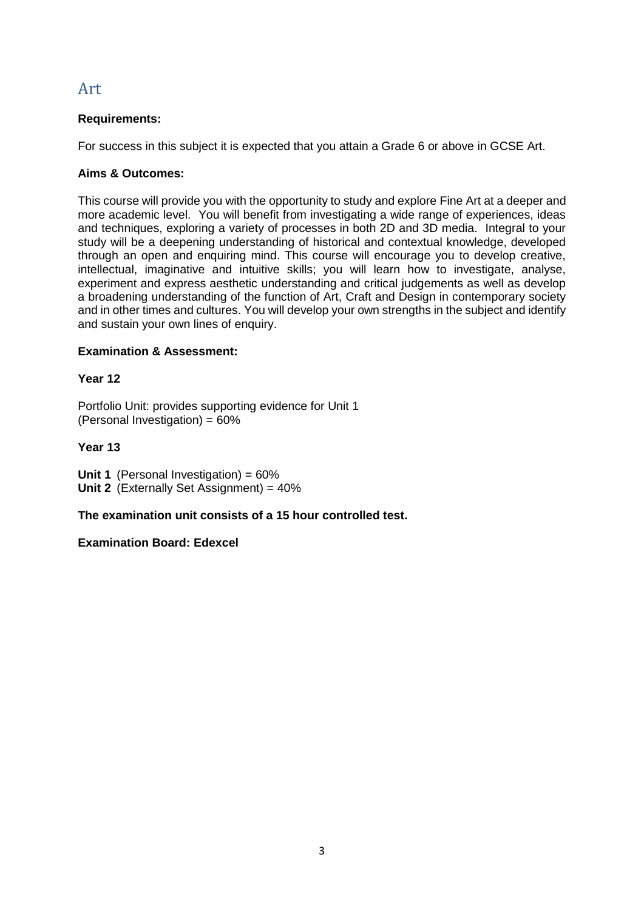# Art

**Requirements:**

For success in this subject it is expected that you attain a Grade 6 or above in GCSE Art.

**Aims & Outcomes:**

This course will provide you with the opportunity to study and explore Fine Art at a deeper and more academic level. You will benefit from investigating a wide range of experiences, ideas and techniques, exploring a variety of processes in both 2D and 3D media. Integral to your study will be a deepening understanding of historical and contextual knowledge, developed through an open and enquiring mind. This course will encourage you to develop creative, intellectual, imaginative and intuitive skills; you will learn how to investigate, analyse, experiment and express aesthetic understanding and critical judgements as well as develop a broadening understanding of the function of Art, Craft and Design in contemporary society and in other times and cultures. You will develop your own strengths in the subject and identify and sustain your own lines of enquiry.

**Examination & Assessment:**

**Year 12**

Portfolio Unit: provides supporting evidence for Unit 1 (Personal Investigation) = 60%

**Year 13**

**Unit 1** (Personal Investigation) = 60%
**Unit 2** (Externally Set Assignment) = 40%

**The examination unit consists of a 15 hour controlled test.**

**Examination Board: Edexcel**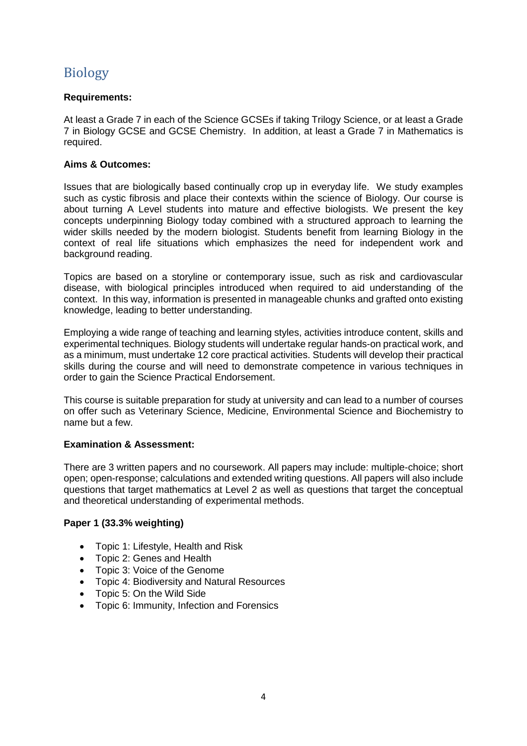## Biology

**Requirements:**

At least a Grade 7 in each of the Science GCSEs if taking Trilogy Science, or at least a Grade 7 in Biology GCSE and GCSE Chemistry. In addition, at least a Grade 7 in Mathematics is required.

**Aims & Outcomes:**

Issues that are biologically based continually crop up in everyday life. We study examples such as cystic fibrosis and place their contexts within the science of Biology. Our course is about turning A Level students into mature and effective biologists. We present the key concepts underpinning Biology today combined with a structured approach to learning the wider skills needed by the modern biologist. Students benefit from learning Biology in the context of real life situations which emphasizes the need for independent work and background reading.

Topics are based on a storyline or contemporary issue, such as risk and cardiovascular disease, with biological principles introduced when required to aid understanding of the context. In this way, information is presented in manageable chunks and grafted onto existing knowledge, leading to better understanding.

Employing a wide range of teaching and learning styles, activities introduce content, skills and experimental techniques. Biology students will undertake regular hands-on practical work, and as a minimum, must undertake 12 core practical activities. Students will develop their practical skills during the course and will need to demonstrate competence in various techniques in order to gain the Science Practical Endorsement.

This course is suitable preparation for study at university and can lead to a number of courses on offer such as Veterinary Science, Medicine, Environmental Science and Biochemistry to name but a few.

**Examination & Assessment:**

There are 3 written papers and no coursework. All papers may include: multiple-choice; short open; open-response; calculations and extended writing questions. All papers will also include questions that target mathematics at Level 2 as well as questions that target the conceptual and theoretical understanding of experimental methods.

**Paper 1 (33.3% weighting)**

- Topic 1: Lifestyle, Health and Risk
- Topic 2: Genes and Health
- Topic 3: Voice of the Genome
- Topic 4: Biodiversity and Natural Resources
- Topic 5: On the Wild Side
- Topic 6: Immunity, Infection and Forensics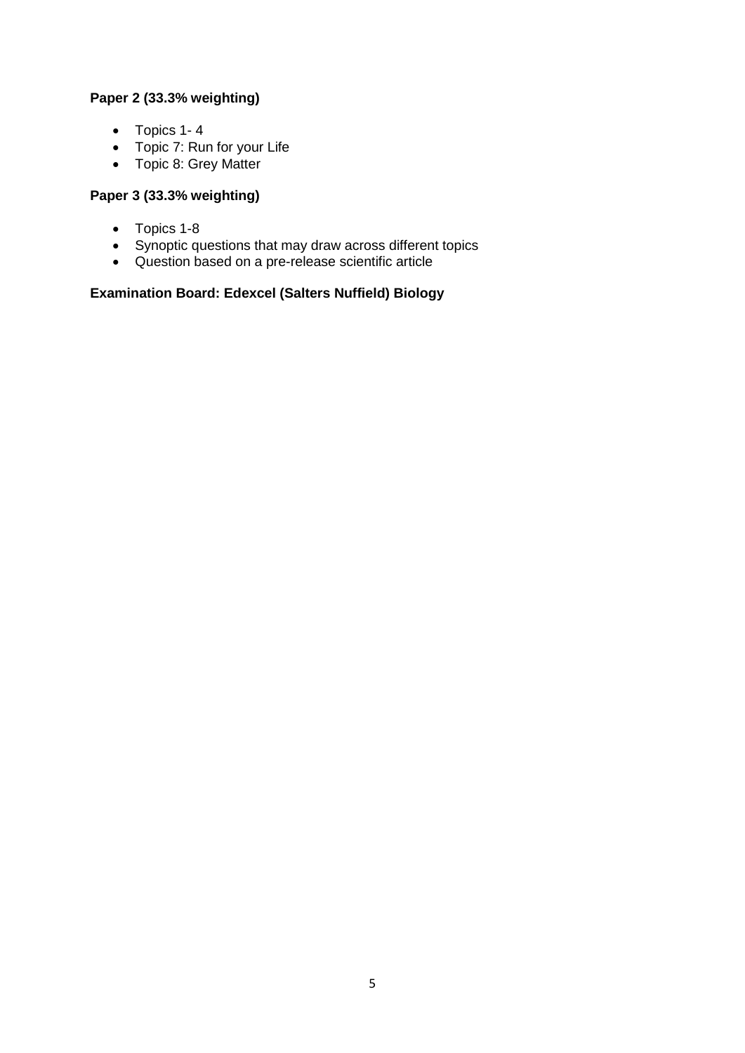**Paper 2 (33.3% weighting)**

- Topics 1- 4
- Topic 7: Run for your Life
- Topic 8: Grey Matter

**Paper 3 (33.3% weighting)**

- Topics 1-8
- Synoptic questions that may draw across different topics
- Question based on a pre-release scientific article

**Examination Board: Edexcel (Salters Nuffield) Biology**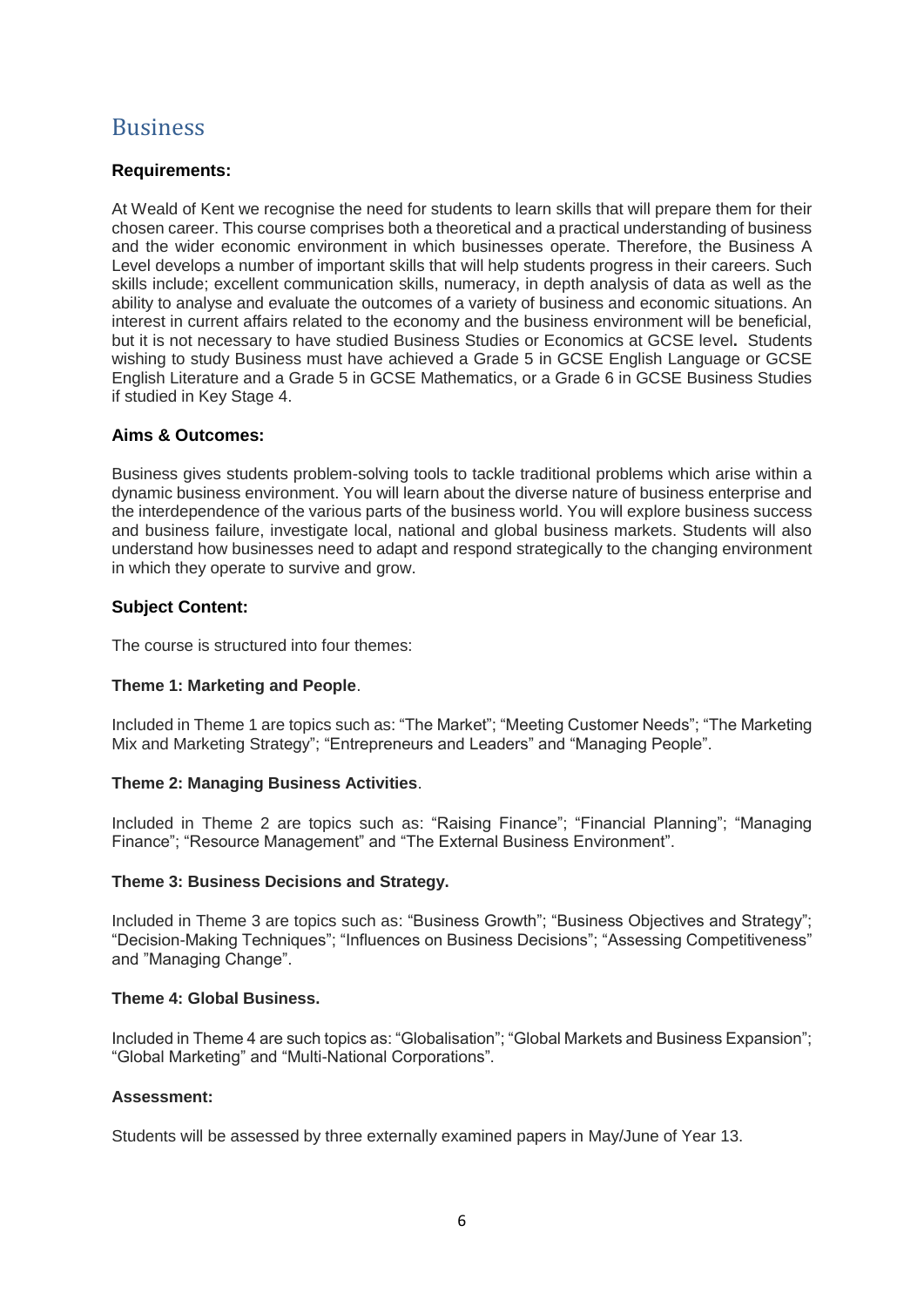# Business

### Requirements:

At Weald of Kent we recognise the need for students to learn skills that will prepare them for their chosen career. This course comprises both a theoretical and a practical understanding of business and the wider economic environment in which businesses operate. Therefore, the Business A Level develops a number of important skills that will help students progress in their careers. Such skills include; excellent communication skills, numeracy, in depth analysis of data as well as the ability to analyse and evaluate the outcomes of a variety of business and economic situations. An interest in current affairs related to the economy and the business environment will be beneficial, but it is not necessary to have studied Business Studies or Economics at GCSE level**.** Students wishing to study Business must have achieved a Grade 5 in GCSE English Language or GCSE English Literature and a Grade 5 in GCSE Mathematics, or a Grade 6 in GCSE Business Studies if studied in Key Stage 4.

### Aims & Outcomes:

Business gives students problem-solving tools to tackle traditional problems which arise within a dynamic business environment. You will learn about the diverse nature of business enterprise and the interdependence of the various parts of the business world. You will explore business success and business failure, investigate local, national and global business markets. Students will also understand how businesses need to adapt and respond strategically to the changing environment in which they operate to survive and grow.

### Subject Content:

The course is structured into four themes:

**Theme 1: Marketing and People**.

Included in Theme 1 are topics such as: "The Market"; "Meeting Customer Needs"; "The Marketing Mix and Marketing Strategy"; "Entrepreneurs and Leaders" and "Managing People".

**Theme 2: Managing Business Activities**.

Included in Theme 2 are topics such as: "Raising Finance"; "Financial Planning"; "Managing Finance"; "Resource Management" and "The External Business Environment".

**Theme 3: Business Decisions and Strategy.**

Included in Theme 3 are topics such as: "Business Growth"; "Business Objectives and Strategy"; "Decision-Making Techniques"; "Influences on Business Decisions"; "Assessing Competitiveness" and "Managing Change".

**Theme 4: Global Business.**

Included in Theme 4 are such topics as: "Globalisation"; "Global Markets and Business Expansion"; "Global Marketing" and "Multi-National Corporations".

**Assessment:**

Students will be assessed by three externally examined papers in May/June of Year 13.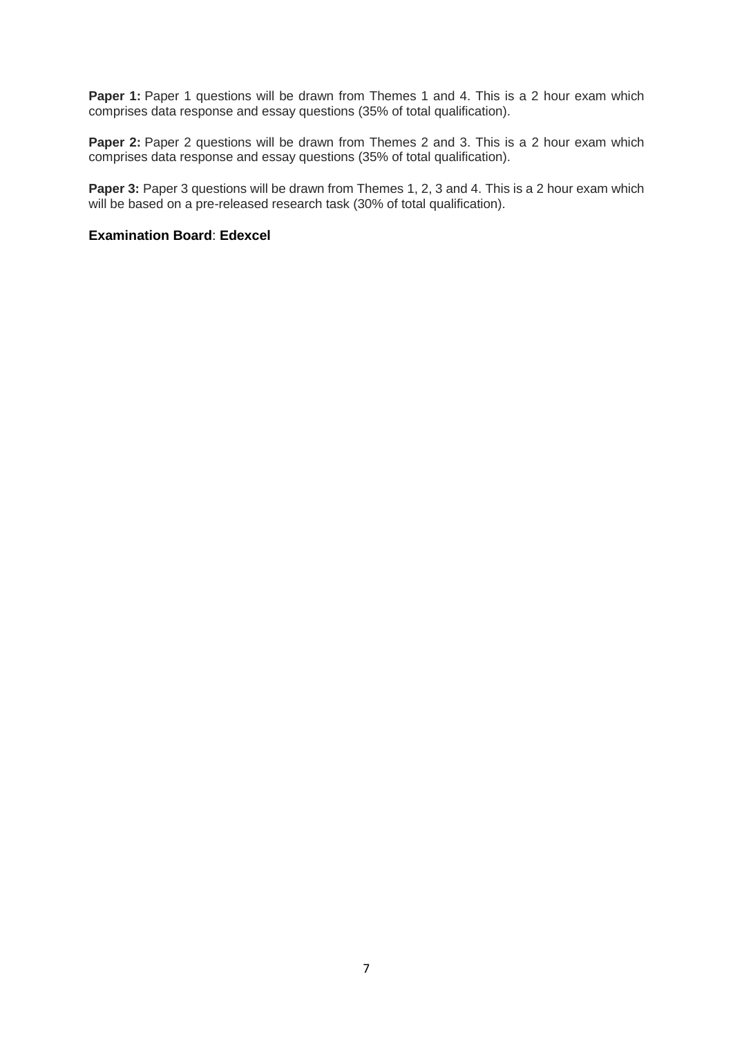**Paper 1:** Paper 1 questions will be drawn from Themes 1 and 4. This is a 2 hour exam which comprises data response and essay questions (35% of total qualification).

**Paper 2:** Paper 2 questions will be drawn from Themes 2 and 3. This is a 2 hour exam which comprises data response and essay questions (35% of total qualification).

**Paper 3:** Paper 3 questions will be drawn from Themes 1, 2, 3 and 4. This is a 2 hour exam which will be based on a pre-released research task (30% of total qualification).

**Examination Board**: **Edexcel**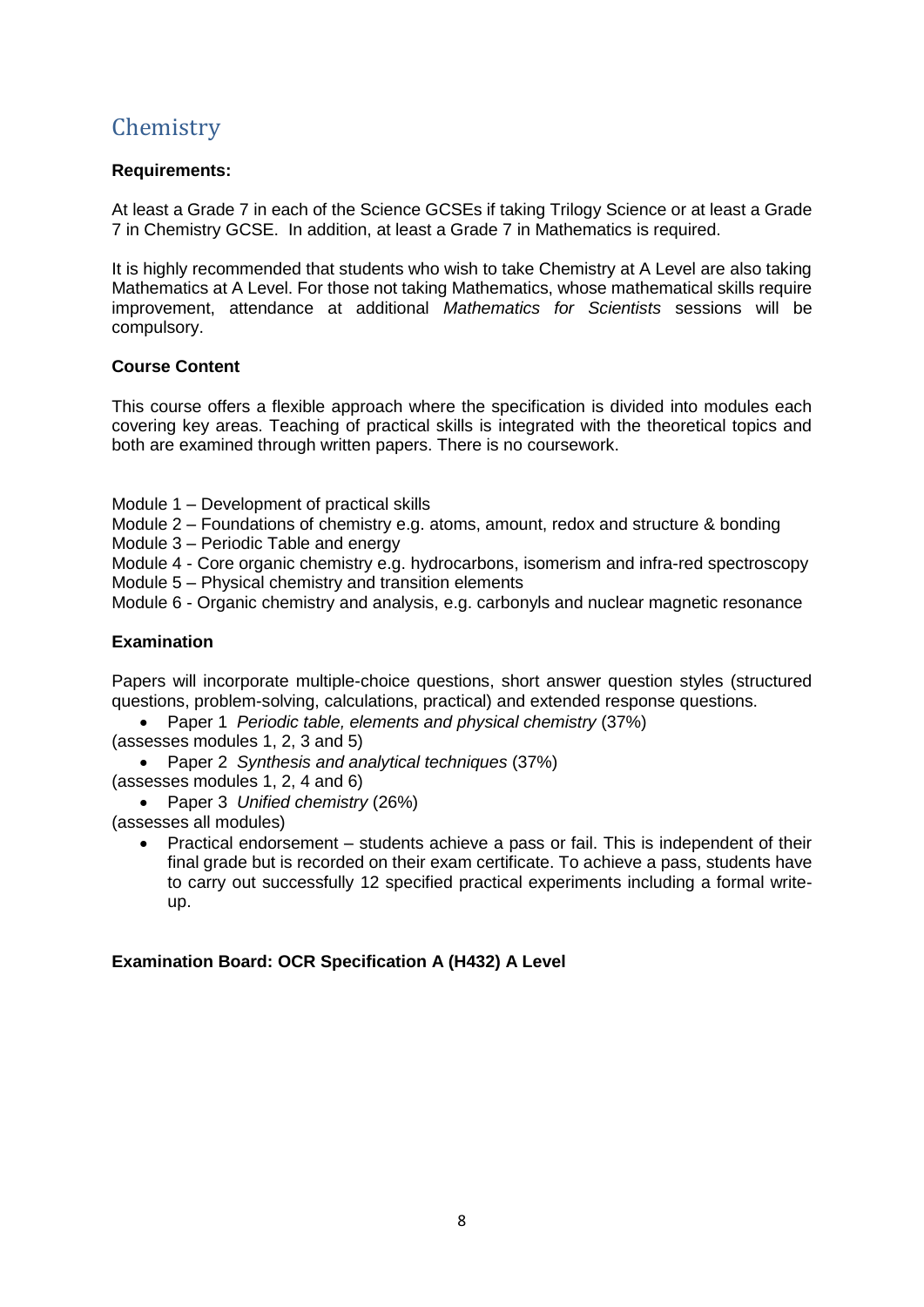# Chemistry

**Requirements:**

At least a Grade 7 in each of the Science GCSEs if taking Trilogy Science or at least a Grade 7 in Chemistry GCSE. In addition, at least a Grade 7 in Mathematics is required.

It is highly recommended that students who wish to take Chemistry at A Level are also taking Mathematics at A Level. For those not taking Mathematics, whose mathematical skills require improvement, attendance at additional *Mathematics for Scientists* sessions will be compulsory.

**Course Content**

This course offers a flexible approach where the specification is divided into modules each covering key areas. Teaching of practical skills is integrated with the theoretical topics and both are examined through written papers. There is no coursework.

Module 1 – Development of practical skills
Module 2 – Foundations of chemistry e.g. atoms, amount, redox and structure & bonding
Module 3 – Periodic Table and energy
Module 4 - Core organic chemistry e.g. hydrocarbons, isomerism and infra-red spectroscopy
Module 5 – Physical chemistry and transition elements
Module 6 - Organic chemistry and analysis, e.g. carbonyls and nuclear magnetic resonance

**Examination**

Papers will incorporate multiple-choice questions, short answer question styles (structured questions, problem-solving, calculations, practical) and extended response questions.

- Paper 1 *Periodic table, elements and physical chemistry* (37%)

(assesses modules 1, 2, 3 and 5)

- Paper 2 *Synthesis and analytical techniques* (37%)

(assesses modules 1, 2, 4 and 6)

- Paper 3 *Unified chemistry* (26%)

(assesses all modules)

- Practical endorsement – students achieve a pass or fail. This is independent of their final grade but is recorded on their exam certificate. To achieve a pass, students have to carry out successfully 12 specified practical experiments including a formal write-up.

**Examination Board: OCR Specification A (H432) A Level**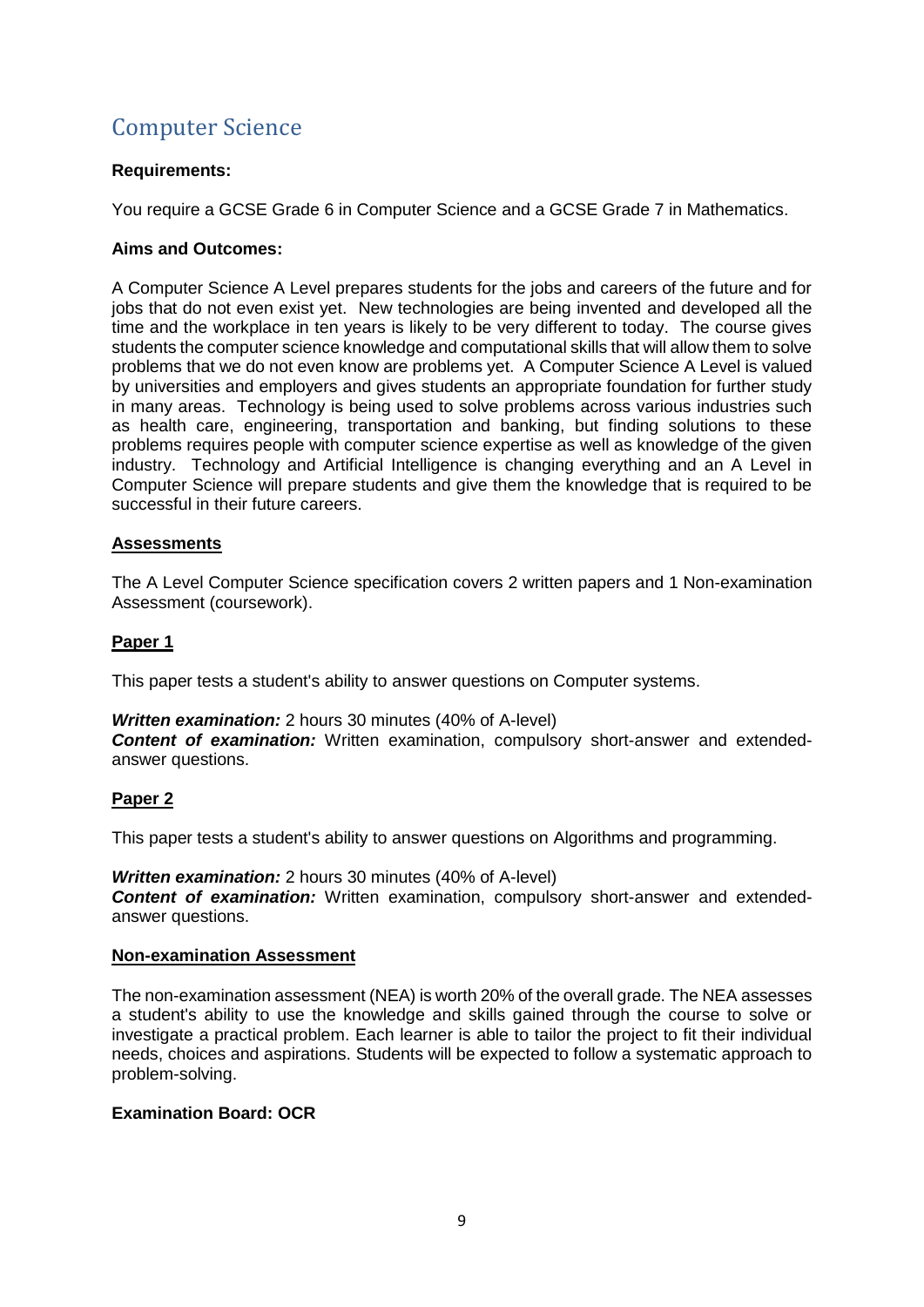## Computer Science

**Requirements:**

You require a GCSE Grade 6 in Computer Science and a GCSE Grade 7 in Mathematics.

**Aims and Outcomes:**

A Computer Science A Level prepares students for the jobs and careers of the future and for jobs that do not even exist yet. New technologies are being invented and developed all the time and the workplace in ten years is likely to be very different to today. The course gives students the computer science knowledge and computational skills that will allow them to solve problems that we do not even know are problems yet. A Computer Science A Level is valued by universities and employers and gives students an appropriate foundation for further study in many areas. Technology is being used to solve problems across various industries such as health care, engineering, transportation and banking, but finding solutions to these problems requires people with computer science expertise as well as knowledge of the given industry. Technology and Artificial Intelligence is changing everything and an A Level in Computer Science will prepare students and give them the knowledge that is required to be successful in their future careers.

**Assessments**

The A Level Computer Science specification covers 2 written papers and 1 Non-examination Assessment (coursework).

**Paper 1**

This paper tests a student's ability to answer questions on Computer systems.

***Written examination:*** 2 hours 30 minutes (40% of A-level)
***Content of examination:*** Written examination, compulsory short-answer and extended-answer questions.

**Paper 2**

This paper tests a student's ability to answer questions on Algorithms and programming.

***Written examination:*** 2 hours 30 minutes (40% of A-level)
***Content of examination:*** Written examination, compulsory short-answer and extended-answer questions.

**Non-examination Assessment**

The non-examination assessment (NEA) is worth 20% of the overall grade. The NEA assesses a student's ability to use the knowledge and skills gained through the course to solve or investigate a practical problem. Each learner is able to tailor the project to fit their individual needs, choices and aspirations. Students will be expected to follow a systematic approach to problem-solving.

**Examination Board: OCR**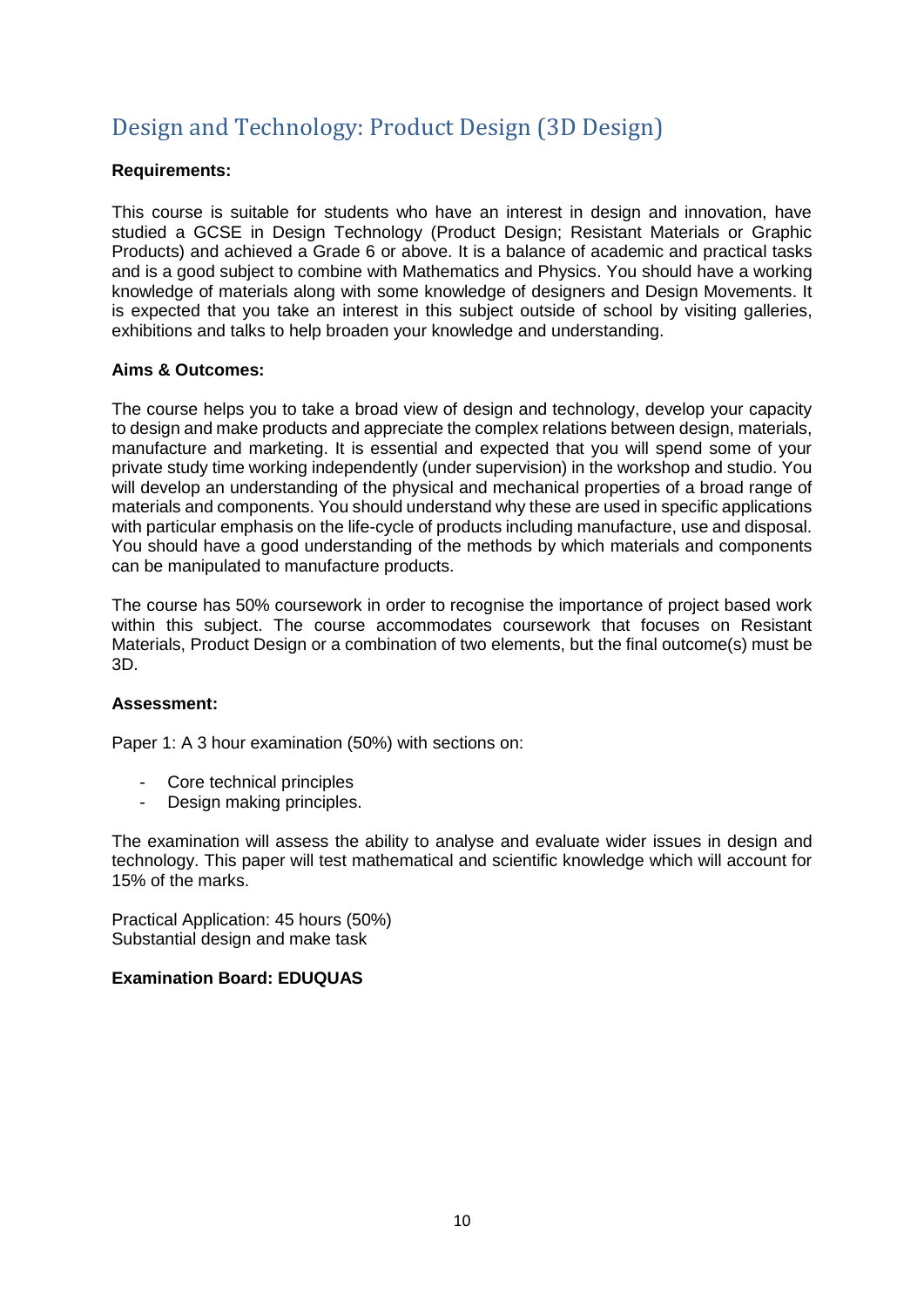## Design and Technology: Product Design (3D Design)

**Requirements:**

This course is suitable for students who have an interest in design and innovation, have studied a GCSE in Design Technology (Product Design; Resistant Materials or Graphic Products) and achieved a Grade 6 or above. It is a balance of academic and practical tasks and is a good subject to combine with Mathematics and Physics. You should have a working knowledge of materials along with some knowledge of designers and Design Movements. It is expected that you take an interest in this subject outside of school by visiting galleries, exhibitions and talks to help broaden your knowledge and understanding.

**Aims & Outcomes:**

The course helps you to take a broad view of design and technology, develop your capacity to design and make products and appreciate the complex relations between design, materials, manufacture and marketing. It is essential and expected that you will spend some of your private study time working independently (under supervision) in the workshop and studio. You will develop an understanding of the physical and mechanical properties of a broad range of materials and components. You should understand why these are used in specific applications with particular emphasis on the life-cycle of products including manufacture, use and disposal. You should have a good understanding of the methods by which materials and components can be manipulated to manufacture products.

The course has 50% coursework in order to recognise the importance of project based work within this subject. The course accommodates coursework that focuses on Resistant Materials, Product Design or a combination of two elements, but the final outcome(s) must be 3D.

**Assessment:**

Paper 1: A 3 hour examination (50%) with sections on:

- Core technical principles
- Design making principles.

The examination will assess the ability to analyse and evaluate wider issues in design and technology. This paper will test mathematical and scientific knowledge which will account for 15% of the marks.

Practical Application: 45 hours (50%)
Substantial design and make task

**Examination Board: EDUQUAS**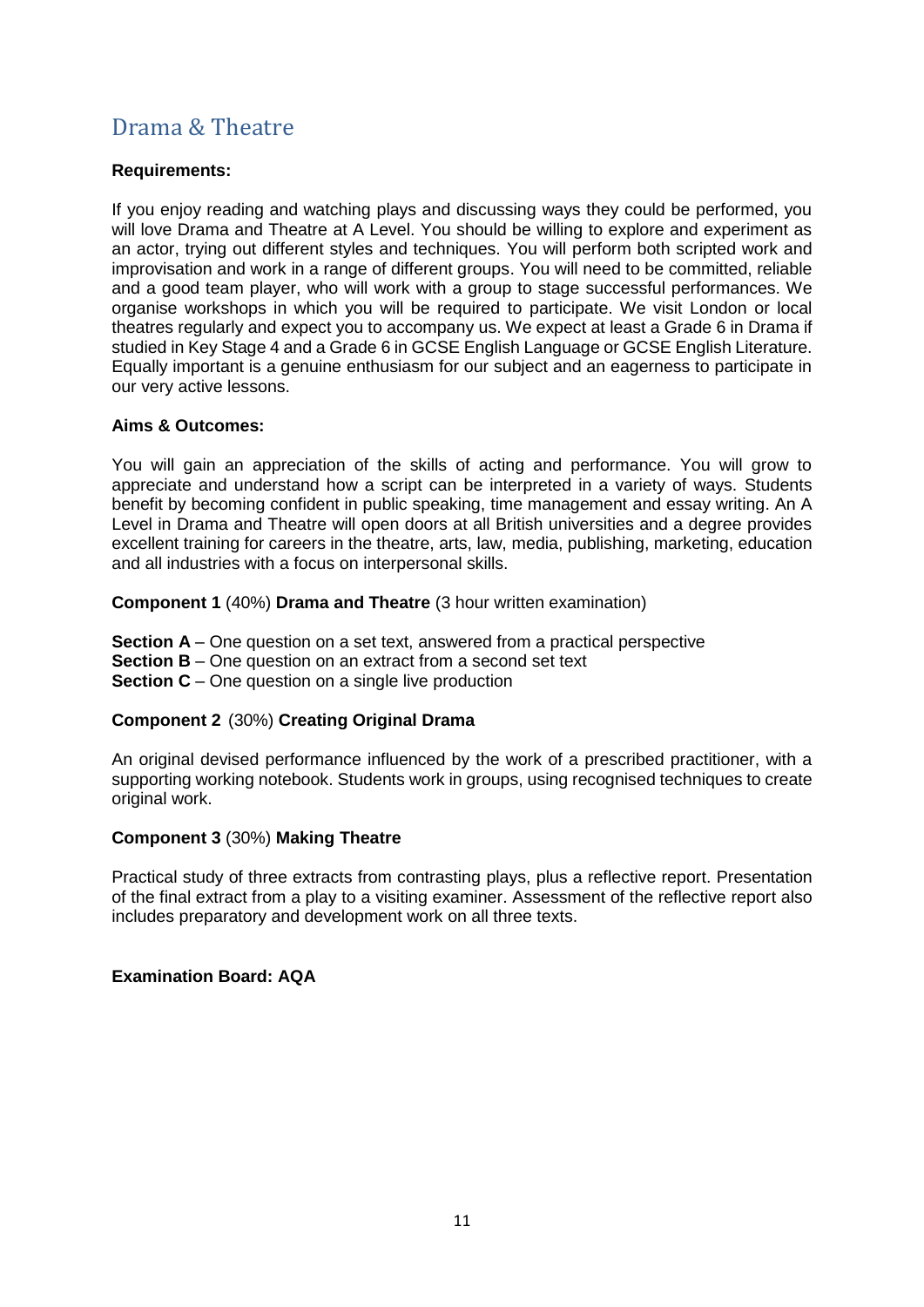# Drama & Theatre

**Requirements:**

If you enjoy reading and watching plays and discussing ways they could be performed, you will love Drama and Theatre at A Level. You should be willing to explore and experiment as an actor, trying out different styles and techniques. You will perform both scripted work and improvisation and work in a range of different groups. You will need to be committed, reliable and a good team player, who will work with a group to stage successful performances. We organise workshops in which you will be required to participate. We visit London or local theatres regularly and expect you to accompany us. We expect at least a Grade 6 in Drama if studied in Key Stage 4 and a Grade 6 in GCSE English Language or GCSE English Literature. Equally important is a genuine enthusiasm for our subject and an eagerness to participate in our very active lessons.

**Aims & Outcomes:**

You will gain an appreciation of the skills of acting and performance. You will grow to appreciate and understand how a script can be interpreted in a variety of ways. Students benefit by becoming confident in public speaking, time management and essay writing. An A Level in Drama and Theatre will open doors at all British universities and a degree provides excellent training for careers in the theatre, arts, law, media, publishing, marketing, education and all industries with a focus on interpersonal skills.

**Component 1** (40%) **Drama and Theatre** (3 hour written examination)

**Section A** – One question on a set text, answered from a practical perspective
**Section B** – One question on an extract from a second set text
**Section C** – One question on a single live production

**Component 2** (30%) **Creating Original Drama**

An original devised performance influenced by the work of a prescribed practitioner, with a supporting working notebook. Students work in groups, using recognised techniques to create original work.

**Component 3** (30%) **Making Theatre**

Practical study of three extracts from contrasting plays, plus a reflective report. Presentation of the final extract from a play to a visiting examiner. Assessment of the reflective report also includes preparatory and development work on all three texts.

**Examination Board: AQA**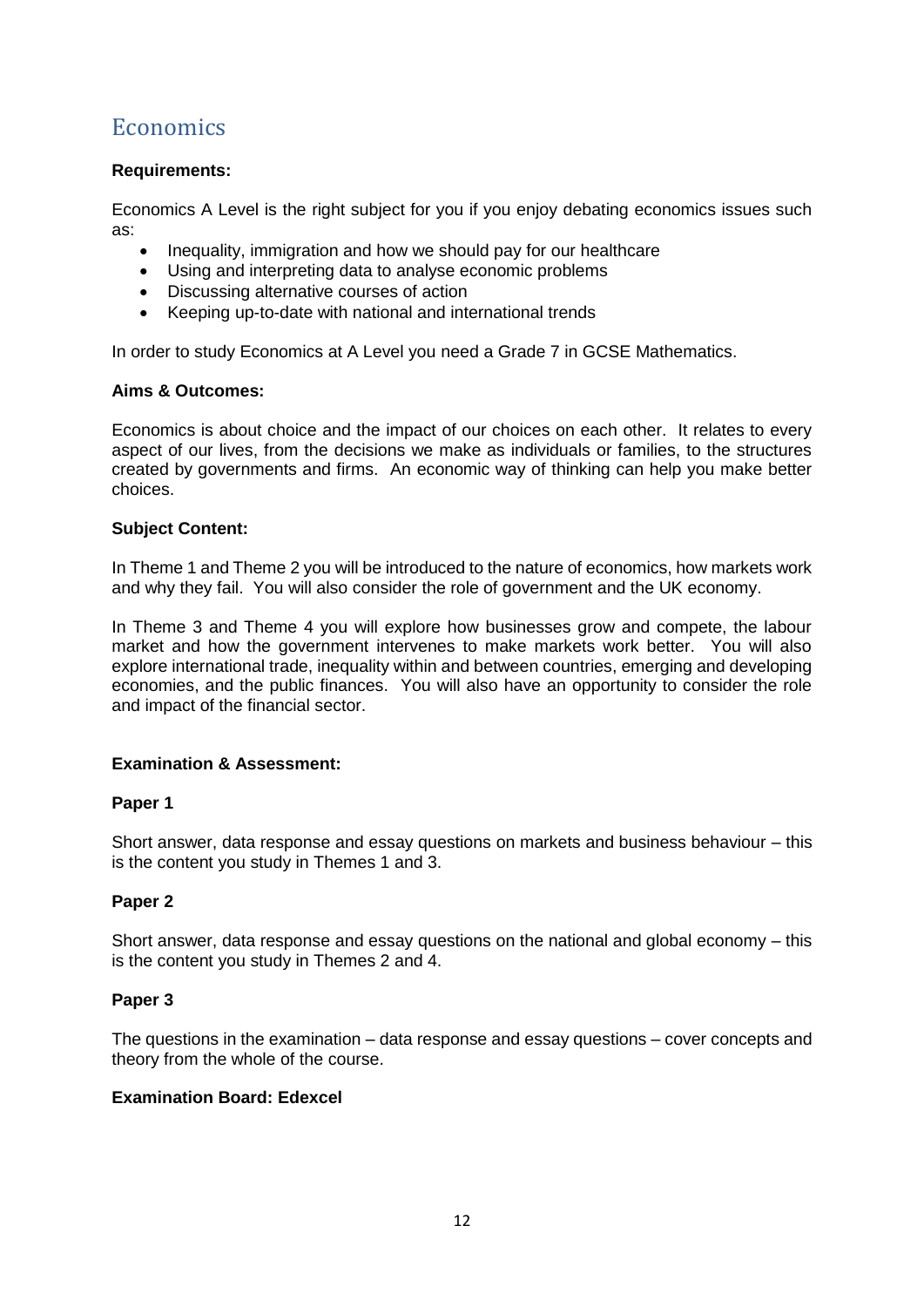# Economics

**Requirements:**

Economics A Level is the right subject for you if you enjoy debating economics issues such as:

- Inequality, immigration and how we should pay for our healthcare
- Using and interpreting data to analyse economic problems
- Discussing alternative courses of action
- Keeping up-to-date with national and international trends

In order to study Economics at A Level you need a Grade 7 in GCSE Mathematics.

**Aims & Outcomes:**

Economics is about choice and the impact of our choices on each other. It relates to every aspect of our lives, from the decisions we make as individuals or families, to the structures created by governments and firms. An economic way of thinking can help you make better choices.

**Subject Content:**

In Theme 1 and Theme 2 you will be introduced to the nature of economics, how markets work and why they fail. You will also consider the role of government and the UK economy.

In Theme 3 and Theme 4 you will explore how businesses grow and compete, the labour market and how the government intervenes to make markets work better. You will also explore international trade, inequality within and between countries, emerging and developing economies, and the public finances. You will also have an opportunity to consider the role and impact of the financial sector.

**Examination & Assessment:**

**Paper 1**

Short answer, data response and essay questions on markets and business behaviour – this is the content you study in Themes 1 and 3.

**Paper 2**

Short answer, data response and essay questions on the national and global economy – this is the content you study in Themes 2 and 4.

**Paper 3**

The questions in the examination – data response and essay questions – cover concepts and theory from the whole of the course.

**Examination Board: Edexcel**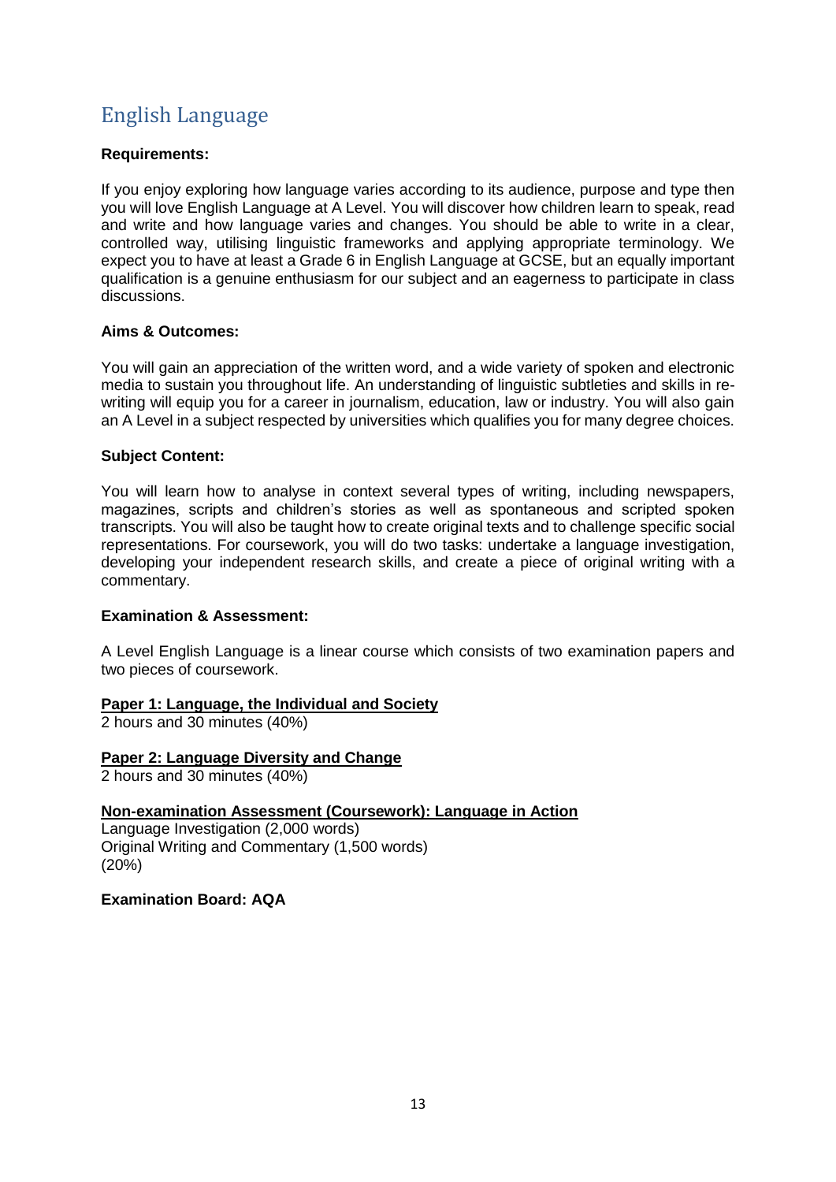# English Language

**Requirements:**

If you enjoy exploring how language varies according to its audience, purpose and type then you will love English Language at A Level. You will discover how children learn to speak, read and write and how language varies and changes. You should be able to write in a clear, controlled way, utilising linguistic frameworks and applying appropriate terminology. We expect you to have at least a Grade 6 in English Language at GCSE, but an equally important qualification is a genuine enthusiasm for our subject and an eagerness to participate in class discussions.

**Aims & Outcomes:**

You will gain an appreciation of the written word, and a wide variety of spoken and electronic media to sustain you throughout life. An understanding of linguistic subtleties and skills in re-writing will equip you for a career in journalism, education, law or industry. You will also gain an A Level in a subject respected by universities which qualifies you for many degree choices.

**Subject Content:**

You will learn how to analyse in context several types of writing, including newspapers, magazines, scripts and children's stories as well as spontaneous and scripted spoken transcripts. You will also be taught how to create original texts and to challenge specific social representations. For coursework, you will do two tasks: undertake a language investigation, developing your independent research skills, and create a piece of original writing with a commentary.

**Examination & Assessment:**

A Level English Language is a linear course which consists of two examination papers and two pieces of coursework.

**Paper 1: Language, the Individual and Society**
2 hours and 30 minutes (40%)

**Paper 2: Language Diversity and Change**
2 hours and 30 minutes (40%)

**Non-examination Assessment (Coursework): Language in Action**
Language Investigation (2,000 words)
Original Writing and Commentary (1,500 words)
(20%)

**Examination Board: AQA**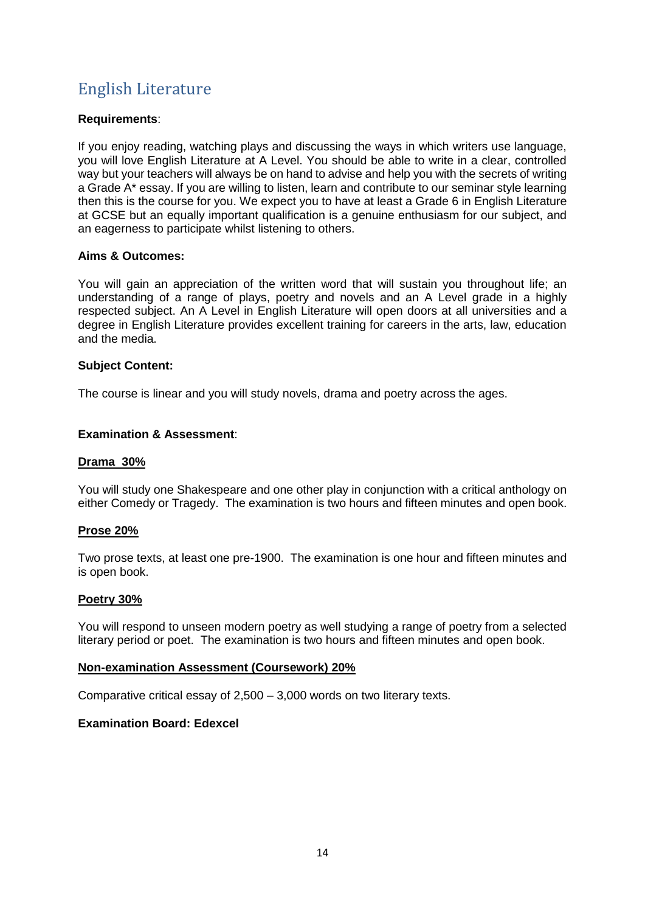# English Literature

**Requirements**:

If you enjoy reading, watching plays and discussing the ways in which writers use language, you will love English Literature at A Level. You should be able to write in a clear, controlled way but your teachers will always be on hand to advise and help you with the secrets of writing a Grade A* essay. If you are willing to listen, learn and contribute to our seminar style learning then this is the course for you. We expect you to have at least a Grade 6 in English Literature at GCSE but an equally important qualification is a genuine enthusiasm for our subject, and an eagerness to participate whilst listening to others.

**Aims & Outcomes:**

You will gain an appreciation of the written word that will sustain you throughout life; an understanding of a range of plays, poetry and novels and an A Level grade in a highly respected subject. An A Level in English Literature will open doors at all universities and a degree in English Literature provides excellent training for careers in the arts, law, education and the media.

**Subject Content:**

The course is linear and you will study novels, drama and poetry across the ages.

**Examination & Assessment**:

**<u>Drama 30%</u>**

You will study one Shakespeare and one other play in conjunction with a critical anthology on either Comedy or Tragedy. The examination is two hours and fifteen minutes and open book.

**<u>Prose 20%</u>**

Two prose texts, at least one pre-1900. The examination is one hour and fifteen minutes and is open book.

**<u>Poetry 30%</u>**

You will respond to unseen modern poetry as well studying a range of poetry from a selected literary period or poet. The examination is two hours and fifteen minutes and open book.

**<u>Non-examination Assessment (Coursework) 20%</u>**

Comparative critical essay of 2,500 – 3,000 words on two literary texts.

**Examination Board: Edexcel**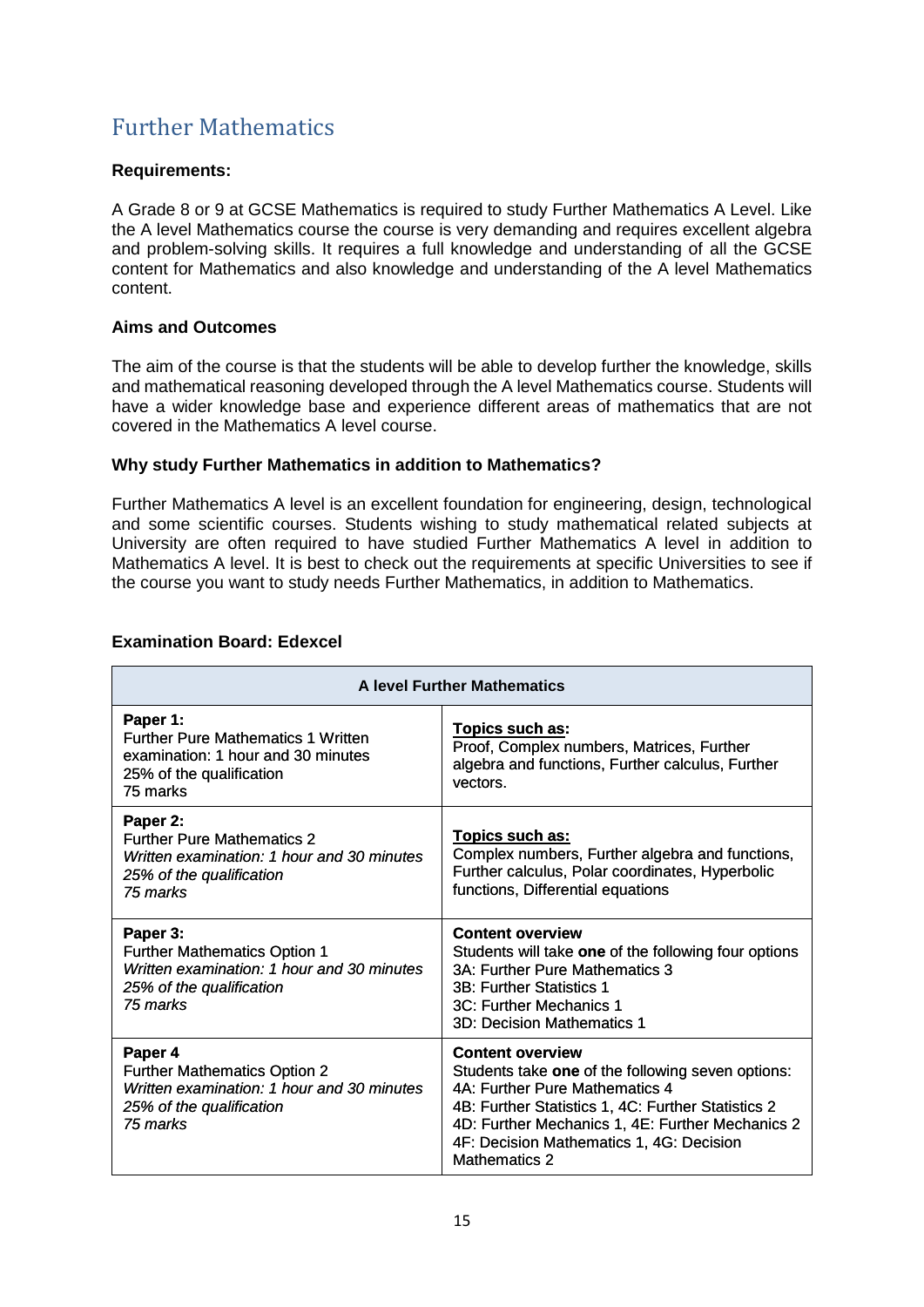# Further Mathematics

**Requirements:**

A Grade 8 or 9 at GCSE Mathematics is required to study Further Mathematics A Level. Like the A level Mathematics course the course is very demanding and requires excellent algebra and problem-solving skills. It requires a full knowledge and understanding of all the GCSE content for Mathematics and also knowledge and understanding of the A level Mathematics content.

**Aims and Outcomes**

The aim of the course is that the students will be able to develop further the knowledge, skills and mathematical reasoning developed through the A level Mathematics course. Students will have a wider knowledge base and experience different areas of mathematics that are not covered in the Mathematics A level course.

**Why study Further Mathematics in addition to Mathematics?**

Further Mathematics A level is an excellent foundation for engineering, design, technological and some scientific courses. Students wishing to study mathematical related subjects at University are often required to have studied Further Mathematics A level in addition to Mathematics A level. It is best to check out the requirements at specific Universities to see if the course you want to study needs Further Mathematics, in addition to Mathematics.

**Examination Board: Edexcel**

| **A level Further Mathematics** | |
|---|---|
| **Paper 1:**<br>Further Pure Mathematics 1 Written examination: 1 hour and 30 minutes<br>25% of the qualification<br>75 marks | **Topics such as:**<br>Proof, Complex numbers, Matrices, Further algebra and functions, Further calculus, Further vectors. |
| **Paper 2:**<br>Further Pure Mathematics 2<br>*Written examination: 1 hour and 30 minutes*<br>*25% of the qualification*<br>*75 marks* | **Topics such as:**<br>Complex numbers, Further algebra and functions, Further calculus, Polar coordinates, Hyperbolic functions, Differential equations |
| **Paper 3:**<br>Further Mathematics Option 1<br>*Written examination: 1 hour and 30 minutes*<br>*25% of the qualification*<br>*75 marks* | **Content overview**<br>Students will take **one** of the following four options<br>3A: Further Pure Mathematics 3<br>3B: Further Statistics 1<br>3C: Further Mechanics 1<br>3D: Decision Mathematics 1 |
| **Paper 4**<br>Further Mathematics Option 2<br>*Written examination: 1 hour and 30 minutes*<br>*25% of the qualification*<br>*75 marks* | **Content overview**<br>Students take **one** of the following seven options:<br>4A: Further Pure Mathematics 4<br>4B: Further Statistics 1, 4C: Further Statistics 2<br>4D: Further Mechanics 1, 4E: Further Mechanics 2<br>4F: Decision Mathematics 1, 4G: Decision Mathematics 2 |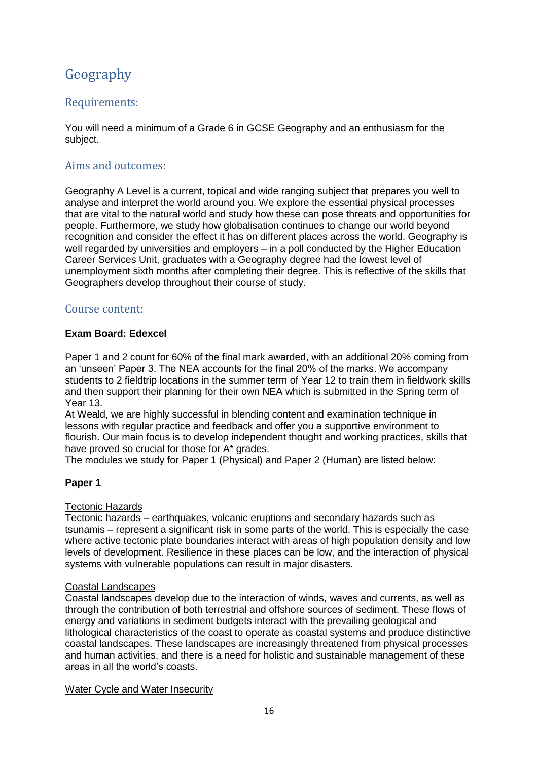# Geography

## Requirements:

You will need a minimum of a Grade 6 in GCSE Geography and an enthusiasm for the subject.

## Aims and outcomes:

Geography A Level is a current, topical and wide ranging subject that prepares you well to analyse and interpret the world around you. We explore the essential physical processes that are vital to the natural world and study how these can pose threats and opportunities for people. Furthermore, we study how globalisation continues to change our world beyond recognition and consider the effect it has on different places across the world. Geography is well regarded by universities and employers – in a poll conducted by the Higher Education Career Services Unit, graduates with a Geography degree had the lowest level of unemployment sixth months after completing their degree. This is reflective of the skills that Geographers develop throughout their course of study.

## Course content:

**Exam Board: Edexcel**

Paper 1 and 2 count for 60% of the final mark awarded, with an additional 20% coming from an 'unseen' Paper 3. The NEA accounts for the final 20% of the marks. We accompany students to 2 fieldtrip locations in the summer term of Year 12 to train them in fieldwork skills and then support their planning for their own NEA which is submitted in the Spring term of Year 13.

At Weald, we are highly successful in blending content and examination technique in lessons with regular practice and feedback and offer you a supportive environment to flourish. Our main focus is to develop independent thought and working practices, skills that have proved so crucial for those for A* grades.

The modules we study for Paper 1 (Physical) and Paper 2 (Human) are listed below:

**Paper 1**

Tectonic Hazards

Tectonic hazards – earthquakes, volcanic eruptions and secondary hazards such as tsunamis – represent a significant risk in some parts of the world. This is especially the case where active tectonic plate boundaries interact with areas of high population density and low levels of development. Resilience in these places can be low, and the interaction of physical systems with vulnerable populations can result in major disasters.

Coastal Landscapes

Coastal landscapes develop due to the interaction of winds, waves and currents, as well as through the contribution of both terrestrial and offshore sources of sediment. These flows of energy and variations in sediment budgets interact with the prevailing geological and lithological characteristics of the coast to operate as coastal systems and produce distinctive coastal landscapes. These landscapes are increasingly threatened from physical processes and human activities, and there is a need for holistic and sustainable management of these areas in all the world's coasts.

Water Cycle and Water Insecurity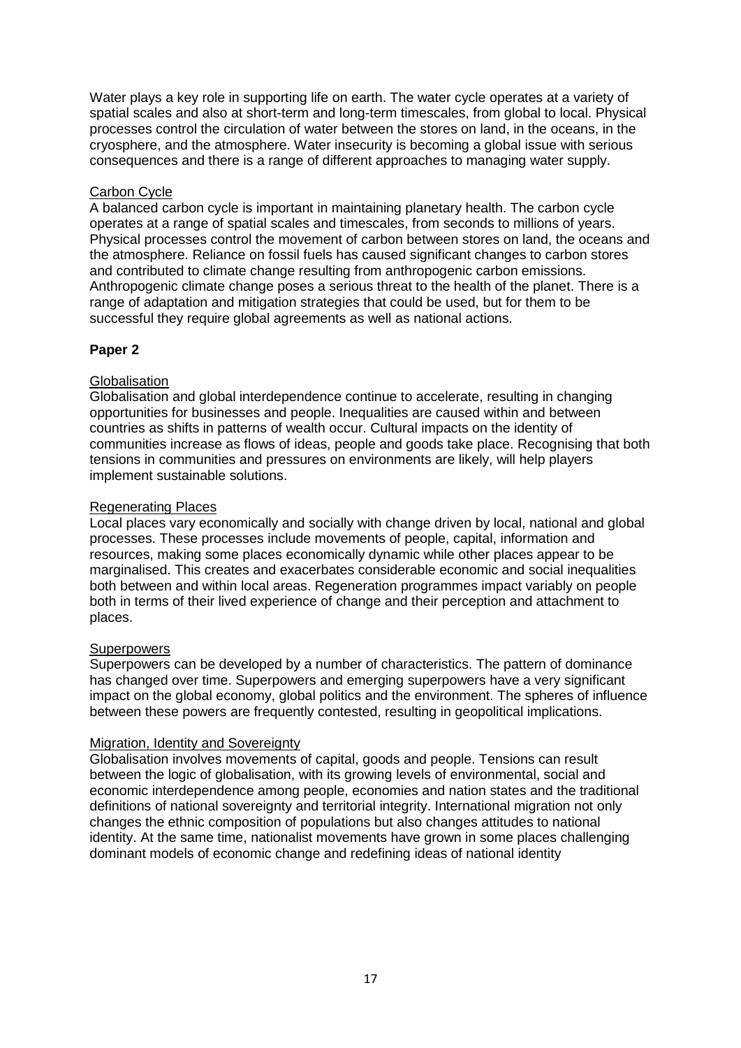Water plays a key role in supporting life on earth. The water cycle operates at a variety of spatial scales and also at short-term and long-term timescales, from global to local. Physical processes control the circulation of water between the stores on land, in the oceans, in the cryosphere, and the atmosphere. Water insecurity is becoming a global issue with serious consequences and there is a range of different approaches to managing water supply.

Carbon Cycle

A balanced carbon cycle is important in maintaining planetary health. The carbon cycle operates at a range of spatial scales and timescales, from seconds to millions of years. Physical processes control the movement of carbon between stores on land, the oceans and the atmosphere. Reliance on fossil fuels has caused significant changes to carbon stores and contributed to climate change resulting from anthropogenic carbon emissions. Anthropogenic climate change poses a serious threat to the health of the planet. There is a range of adaptation and mitigation strategies that could be used, but for them to be successful they require global agreements as well as national actions.

**Paper 2**

Globalisation

Globalisation and global interdependence continue to accelerate, resulting in changing opportunities for businesses and people. Inequalities are caused within and between countries as shifts in patterns of wealth occur. Cultural impacts on the identity of communities increase as flows of ideas, people and goods take place. Recognising that both tensions in communities and pressures on environments are likely, will help players implement sustainable solutions.

Regenerating Places

Local places vary economically and socially with change driven by local, national and global processes. These processes include movements of people, capital, information and resources, making some places economically dynamic while other places appear to be marginalised. This creates and exacerbates considerable economic and social inequalities both between and within local areas. Regeneration programmes impact variably on people both in terms of their lived experience of change and their perception and attachment to places.

Superpowers

Superpowers can be developed by a number of characteristics. The pattern of dominance has changed over time. Superpowers and emerging superpowers have a very significant impact on the global economy, global politics and the environment. The spheres of influence between these powers are frequently contested, resulting in geopolitical implications.

Migration, Identity and Sovereignty

Globalisation involves movements of capital, goods and people. Tensions can result between the logic of globalisation, with its growing levels of environmental, social and economic interdependence among people, economies and nation states and the traditional definitions of national sovereignty and territorial integrity. International migration not only changes the ethnic composition of populations but also changes attitudes to national identity. At the same time, nationalist movements have grown in some places challenging dominant models of economic change and redefining ideas of national identity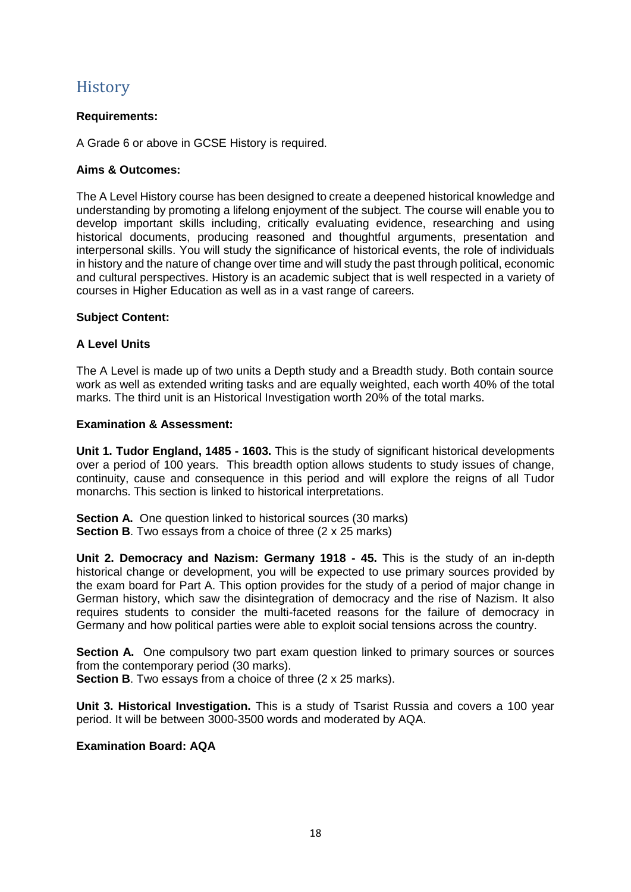# History

**Requirements:**

A Grade 6 or above in GCSE History is required.

**Aims & Outcomes:**

The A Level History course has been designed to create a deepened historical knowledge and understanding by promoting a lifelong enjoyment of the subject. The course will enable you to develop important skills including, critically evaluating evidence, researching and using historical documents, producing reasoned and thoughtful arguments, presentation and interpersonal skills. You will study the significance of historical events, the role of individuals in history and the nature of change over time and will study the past through political, economic and cultural perspectives. History is an academic subject that is well respected in a variety of courses in Higher Education as well as in a vast range of careers.

**Subject Content:**

**A Level Units**

The A Level is made up of two units a Depth study and a Breadth study. Both contain source work as well as extended writing tasks and are equally weighted, each worth 40% of the total marks. The third unit is an Historical Investigation worth 20% of the total marks.

**Examination & Assessment:**

**Unit 1. Tudor England, 1485 - 1603.** This is the study of significant historical developments over a period of 100 years. This breadth option allows students to study issues of change, continuity, cause and consequence in this period and will explore the reigns of all Tudor monarchs. This section is linked to historical interpretations.

**Section A.** One question linked to historical sources (30 marks)
**Section B**. Two essays from a choice of three (2 x 25 marks)

**Unit 2. Democracy and Nazism: Germany 1918 - 45.** This is the study of an in-depth historical change or development, you will be expected to use primary sources provided by the exam board for Part A. This option provides for the study of a period of major change in German history, which saw the disintegration of democracy and the rise of Nazism. It also requires students to consider the multi-faceted reasons for the failure of democracy in Germany and how political parties were able to exploit social tensions across the country.

**Section A.** One compulsory two part exam question linked to primary sources or sources from the contemporary period (30 marks).
**Section B**. Two essays from a choice of three (2 x 25 marks).

**Unit 3. Historical Investigation.** This is a study of Tsarist Russia and covers a 100 year period. It will be between 3000-3500 words and moderated by AQA.

**Examination Board: AQA**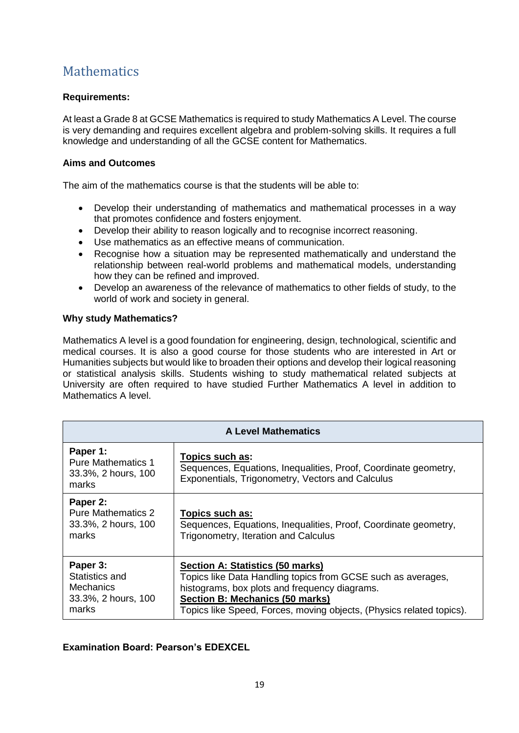## Mathematics

**Requirements:**

At least a Grade 8 at GCSE Mathematics is required to study Mathematics A Level. The course is very demanding and requires excellent algebra and problem-solving skills. It requires a full knowledge and understanding of all the GCSE content for Mathematics.

**Aims and Outcomes**

The aim of the mathematics course is that the students will be able to:

- Develop their understanding of mathematics and mathematical processes in a way that promotes confidence and fosters enjoyment.
- Develop their ability to reason logically and to recognise incorrect reasoning.
- Use mathematics as an effective means of communication.
- Recognise how a situation may be represented mathematically and understand the relationship between real-world problems and mathematical models, understanding how they can be refined and improved.
- Develop an awareness of the relevance of mathematics to other fields of study, to the world of work and society in general.

**Why study Mathematics?**

Mathematics A level is a good foundation for engineering, design, technological, scientific and medical courses. It is also a good course for those students who are interested in Art or Humanities subjects but would like to broaden their options and develop their logical reasoning or statistical analysis skills. Students wishing to study mathematical related subjects at University are often required to have studied Further Mathematics A level in addition to Mathematics A level.

| **A Level Mathematics** | |
|---|---|
| **Paper 1:** Pure Mathematics 1 33.3%, 2 hours, 100 marks | **Topics such as:** Sequences, Equations, Inequalities, Proof, Coordinate geometry, Exponentials, Trigonometry, Vectors and Calculus |
| **Paper 2:** Pure Mathematics 2 33.3%, 2 hours, 100 marks | **Topics such as:** Sequences, Equations, Inequalities, Proof, Coordinate geometry, Trigonometry, Iteration and Calculus |
| **Paper 3:** Statistics and Mechanics 33.3%, 2 hours, 100 marks | **Section A: Statistics (50 marks)** Topics like Data Handling topics from GCSE such as averages, histograms, box plots and frequency diagrams. **Section B: Mechanics (50 marks)** Topics like Speed, Forces, moving objects, (Physics related topics). |

**Examination Board: Pearson's EDEXCEL**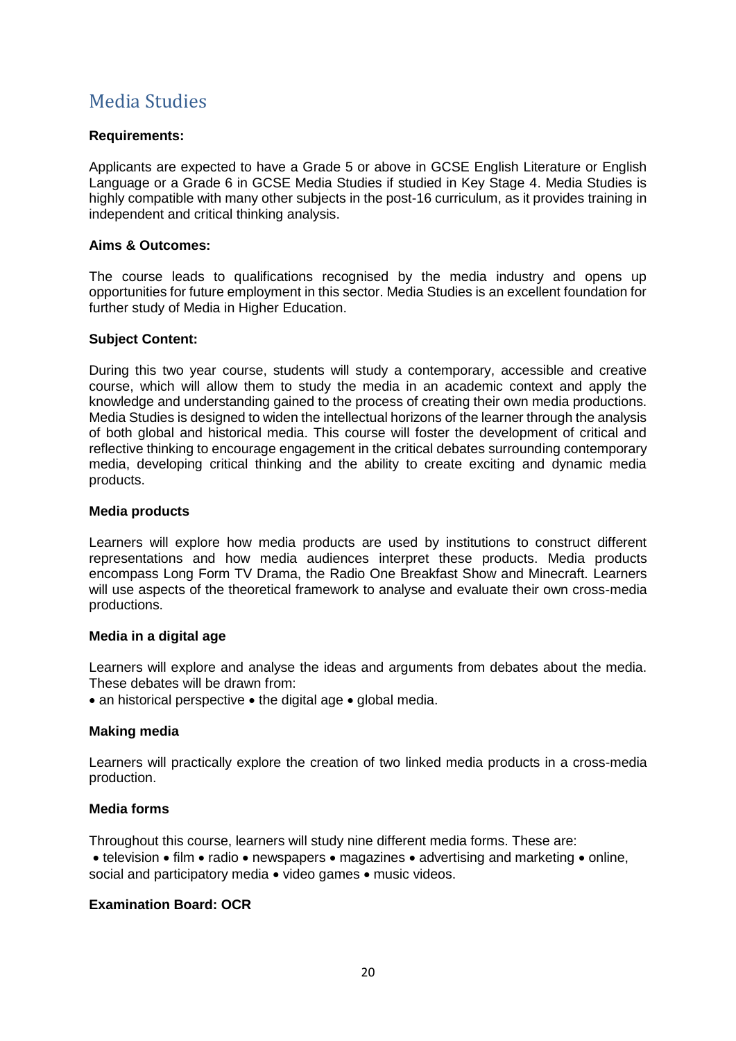# Media Studies

**Requirements:**

Applicants are expected to have a Grade 5 or above in GCSE English Literature or English Language or a Grade 6 in GCSE Media Studies if studied in Key Stage 4. Media Studies is highly compatible with many other subjects in the post-16 curriculum, as it provides training in independent and critical thinking analysis.

**Aims & Outcomes:**

The course leads to qualifications recognised by the media industry and opens up opportunities for future employment in this sector. Media Studies is an excellent foundation for further study of Media in Higher Education.

**Subject Content:**

During this two year course, students will study a contemporary, accessible and creative course, which will allow them to study the media in an academic context and apply the knowledge and understanding gained to the process of creating their own media productions. Media Studies is designed to widen the intellectual horizons of the learner through the analysis of both global and historical media. This course will foster the development of critical and reflective thinking to encourage engagement in the critical debates surrounding contemporary media, developing critical thinking and the ability to create exciting and dynamic media products.

**Media products**

Learners will explore how media products are used by institutions to construct different representations and how media audiences interpret these products. Media products encompass Long Form TV Drama, the Radio One Breakfast Show and Minecraft. Learners will use aspects of the theoretical framework to analyse and evaluate their own cross-media productions.

**Media in a digital age**

Learners will explore and analyse the ideas and arguments from debates about the media. These debates will be drawn from:

- an historical perspective
- the digital age
- global media.

**Making media**

Learners will practically explore the creation of two linked media products in a cross-media production.

**Media forms**

Throughout this course, learners will study nine different media forms. These are:

- television
- film
- radio
- newspapers
- magazines
- advertising and marketing
- online, social and participatory media
- video games
- music videos.

**Examination Board: OCR**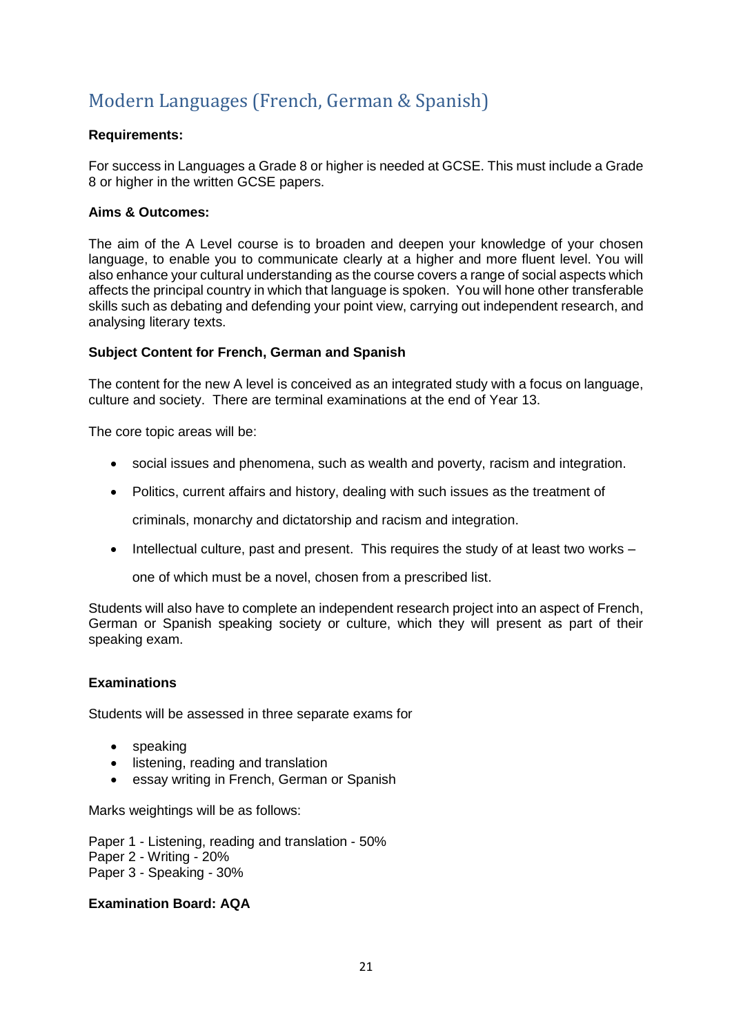# Modern Languages (French, German & Spanish)

**Requirements:**

For success in Languages a Grade 8 or higher is needed at GCSE. This must include a Grade 8 or higher in the written GCSE papers.

**Aims & Outcomes:**

The aim of the A Level course is to broaden and deepen your knowledge of your chosen language, to enable you to communicate clearly at a higher and more fluent level. You will also enhance your cultural understanding as the course covers a range of social aspects which affects the principal country in which that language is spoken. You will hone other transferable skills such as debating and defending your point view, carrying out independent research, and analysing literary texts.

**Subject Content for French, German and Spanish**

The content for the new A level is conceived as an integrated study with a focus on language, culture and society. There are terminal examinations at the end of Year 13.

The core topic areas will be:

- social issues and phenomena, such as wealth and poverty, racism and integration.
- Politics, current affairs and history, dealing with such issues as the treatment of criminals, monarchy and dictatorship and racism and integration.
- Intellectual culture, past and present. This requires the study of at least two works – one of which must be a novel, chosen from a prescribed list.

Students will also have to complete an independent research project into an aspect of French, German or Spanish speaking society or culture, which they will present as part of their speaking exam.

**Examinations**

Students will be assessed in three separate exams for

- speaking
- listening, reading and translation
- essay writing in French, German or Spanish

Marks weightings will be as follows:

Paper 1 - Listening, reading and translation - 50%
Paper 2 - Writing - 20%
Paper 3 - Speaking - 30%

**Examination Board: AQA**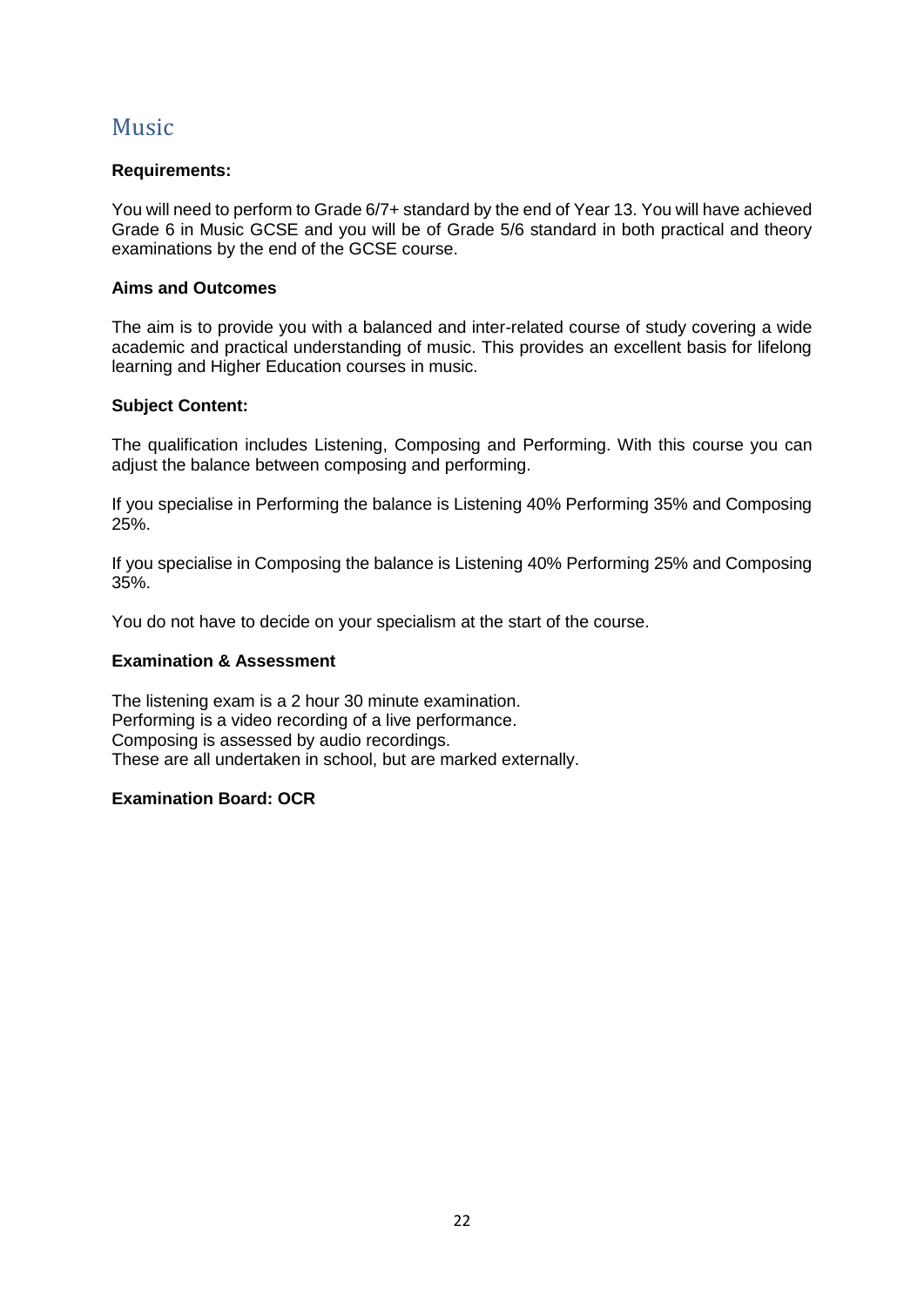# Music

**Requirements:**

You will need to perform to Grade 6/7+ standard by the end of Year 13. You will have achieved Grade 6 in Music GCSE and you will be of Grade 5/6 standard in both practical and theory examinations by the end of the GCSE course.

**Aims and Outcomes**

The aim is to provide you with a balanced and inter-related course of study covering a wide academic and practical understanding of music. This provides an excellent basis for lifelong learning and Higher Education courses in music.

**Subject Content:**

The qualification includes Listening, Composing and Performing. With this course you can adjust the balance between composing and performing.

If you specialise in Performing the balance is Listening 40% Performing 35% and Composing 25%.

If you specialise in Composing the balance is Listening 40% Performing 25% and Composing 35%.

You do not have to decide on your specialism at the start of the course.

**Examination & Assessment**

The listening exam is a 2 hour 30 minute examination.
Performing is a video recording of a live performance.
Composing is assessed by audio recordings.
These are all undertaken in school, but are marked externally.

**Examination Board: OCR**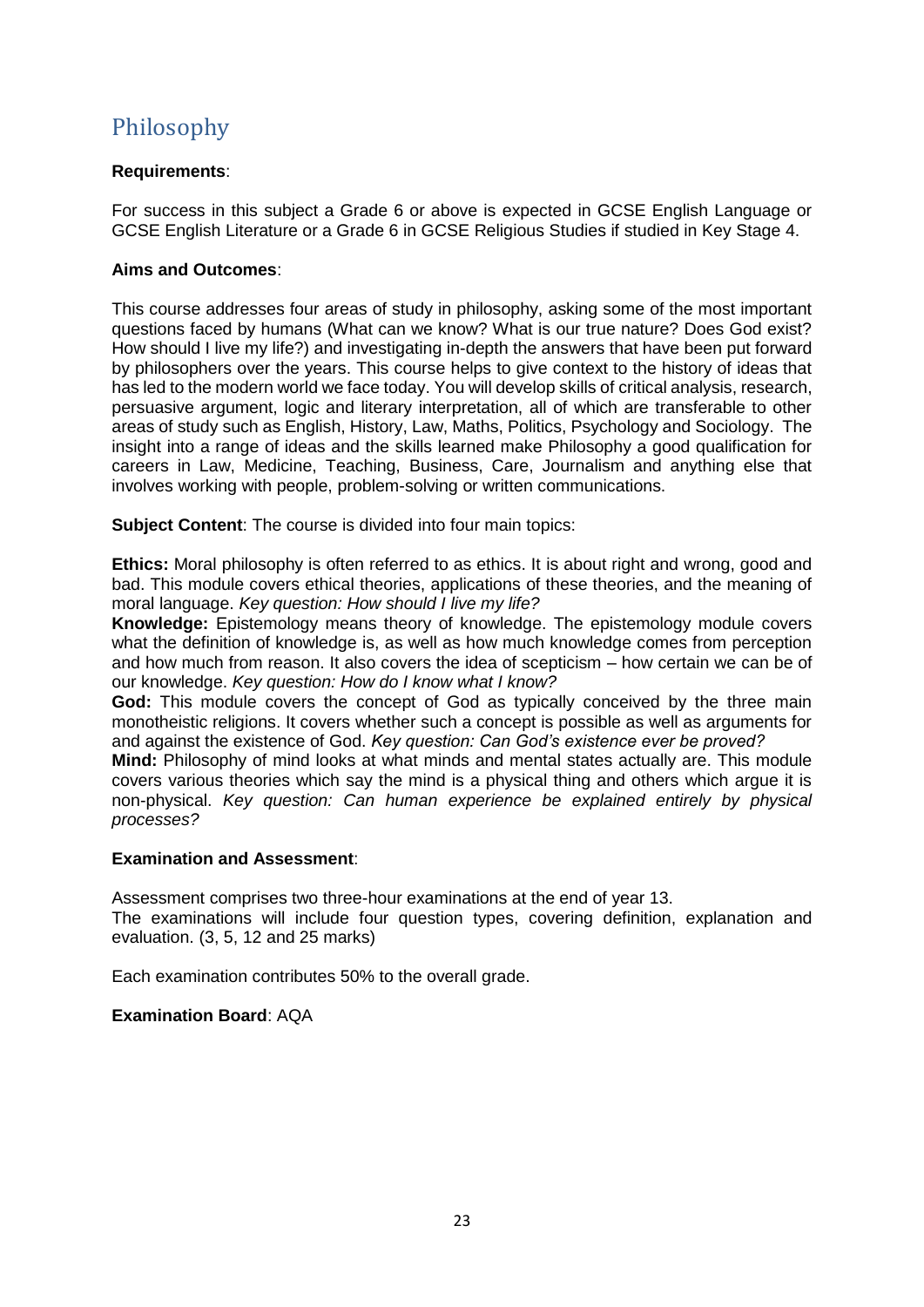# Philosophy

**Requirements**:

For success in this subject a Grade 6 or above is expected in GCSE English Language or GCSE English Literature or a Grade 6 in GCSE Religious Studies if studied in Key Stage 4.

**Aims and Outcomes**:

This course addresses four areas of study in philosophy, asking some of the most important questions faced by humans (What can we know? What is our true nature? Does God exist? How should I live my life?) and investigating in-depth the answers that have been put forward by philosophers over the years. This course helps to give context to the history of ideas that has led to the modern world we face today. You will develop skills of critical analysis, research, persuasive argument, logic and literary interpretation, all of which are transferable to other areas of study such as English, History, Law, Maths, Politics, Psychology and Sociology. The insight into a range of ideas and the skills learned make Philosophy a good qualification for careers in Law, Medicine, Teaching, Business, Care, Journalism and anything else that involves working with people, problem-solving or written communications.

**Subject Content**: The course is divided into four main topics:

**Ethics:** Moral philosophy is often referred to as ethics. It is about right and wrong, good and bad. This module covers ethical theories, applications of these theories, and the meaning of moral language. *Key question: How should I live my life?*

**Knowledge:** Epistemology means theory of knowledge. The epistemology module covers what the definition of knowledge is, as well as how much knowledge comes from perception and how much from reason. It also covers the idea of scepticism – how certain we can be of our knowledge. *Key question: How do I know what I know?*

**God:** This module covers the concept of God as typically conceived by the three main monotheistic religions. It covers whether such a concept is possible as well as arguments for and against the existence of God. *Key question: Can God's existence ever be proved?*

**Mind:** Philosophy of mind looks at what minds and mental states actually are. This module covers various theories which say the mind is a physical thing and others which argue it is non-physical. *Key question: Can human experience be explained entirely by physical processes?*

**Examination and Assessment**:

Assessment comprises two three-hour examinations at the end of year 13.
The examinations will include four question types, covering definition, explanation and evaluation. (3, 5, 12 and 25 marks)

Each examination contributes 50% to the overall grade.

**Examination Board**: AQA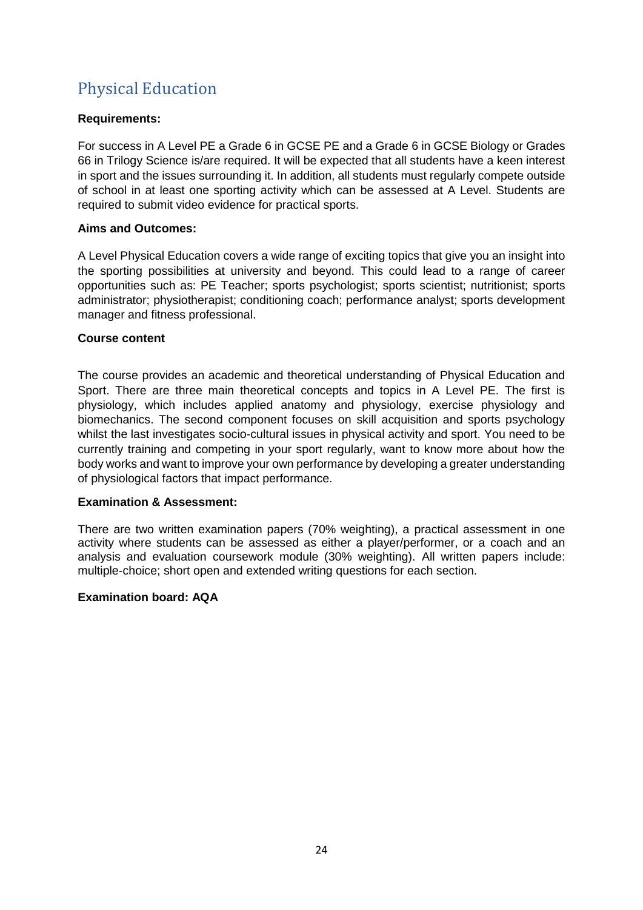# Physical Education

**Requirements:**

For success in A Level PE a Grade 6 in GCSE PE and a Grade 6 in GCSE Biology or Grades 66 in Trilogy Science is/are required. It will be expected that all students have a keen interest in sport and the issues surrounding it. In addition, all students must regularly compete outside of school in at least one sporting activity which can be assessed at A Level. Students are required to submit video evidence for practical sports.

**Aims and Outcomes:**

A Level Physical Education covers a wide range of exciting topics that give you an insight into the sporting possibilities at university and beyond. This could lead to a range of career opportunities such as: PE Teacher; sports psychologist; sports scientist; nutritionist; sports administrator; physiotherapist; conditioning coach; performance analyst; sports development manager and fitness professional.

**Course content**

The course provides an academic and theoretical understanding of Physical Education and Sport. There are three main theoretical concepts and topics in A Level PE. The first is physiology, which includes applied anatomy and physiology, exercise physiology and biomechanics. The second component focuses on skill acquisition and sports psychology whilst the last investigates socio-cultural issues in physical activity and sport. You need to be currently training and competing in your sport regularly, want to know more about how the body works and want to improve your own performance by developing a greater understanding of physiological factors that impact performance.

**Examination & Assessment:**

There are two written examination papers (70% weighting), a practical assessment in one activity where students can be assessed as either a player/performer, or a coach and an analysis and evaluation coursework module (30% weighting). All written papers include: multiple-choice; short open and extended writing questions for each section.

**Examination board: AQA**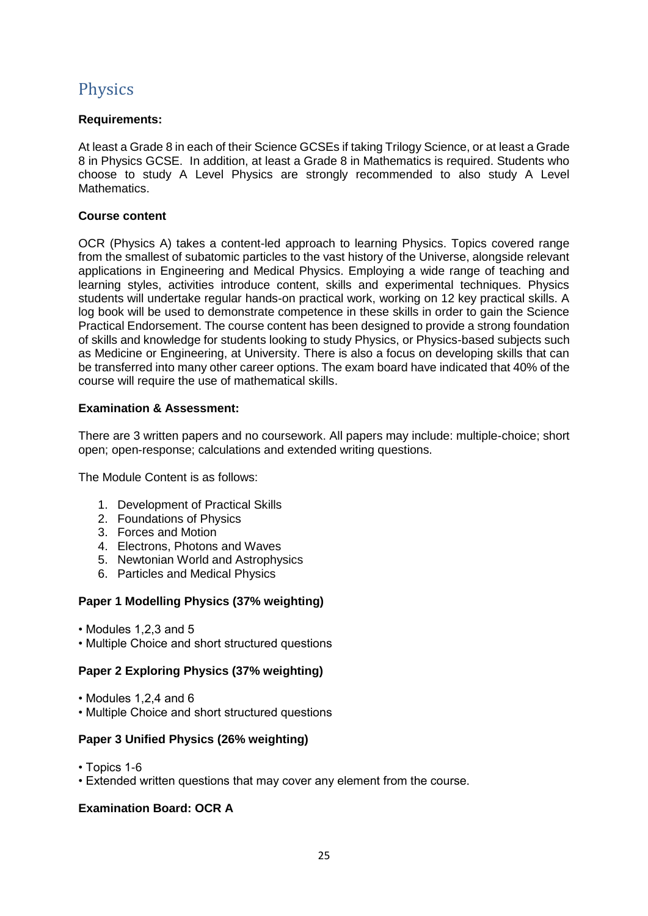# Physics

**Requirements:**

At least a Grade 8 in each of their Science GCSEs if taking Trilogy Science, or at least a Grade 8 in Physics GCSE. In addition, at least a Grade 8 in Mathematics is required. Students who choose to study A Level Physics are strongly recommended to also study A Level Mathematics.

**Course content**

OCR (Physics A) takes a content-led approach to learning Physics. Topics covered range from the smallest of subatomic particles to the vast history of the Universe, alongside relevant applications in Engineering and Medical Physics. Employing a wide range of teaching and learning styles, activities introduce content, skills and experimental techniques. Physics students will undertake regular hands-on practical work, working on 12 key practical skills. A log book will be used to demonstrate competence in these skills in order to gain the Science Practical Endorsement. The course content has been designed to provide a strong foundation of skills and knowledge for students looking to study Physics, or Physics-based subjects such as Medicine or Engineering, at University. There is also a focus on developing skills that can be transferred into many other career options. The exam board have indicated that 40% of the course will require the use of mathematical skills.

**Examination & Assessment:**

There are 3 written papers and no coursework. All papers may include: multiple-choice; short open; open-response; calculations and extended writing questions.

The Module Content is as follows:

1. Development of Practical Skills
2. Foundations of Physics
3. Forces and Motion
4. Electrons, Photons and Waves
5. Newtonian World and Astrophysics
6. Particles and Medical Physics

**Paper 1 Modelling Physics (37% weighting)**

- Modules 1,2,3 and 5
- Multiple Choice and short structured questions

**Paper 2 Exploring Physics (37% weighting)**

- Modules 1,2,4 and 6
- Multiple Choice and short structured questions

**Paper 3 Unified Physics (26% weighting)**

- Topics 1-6
- Extended written questions that may cover any element from the course.

**Examination Board: OCR A**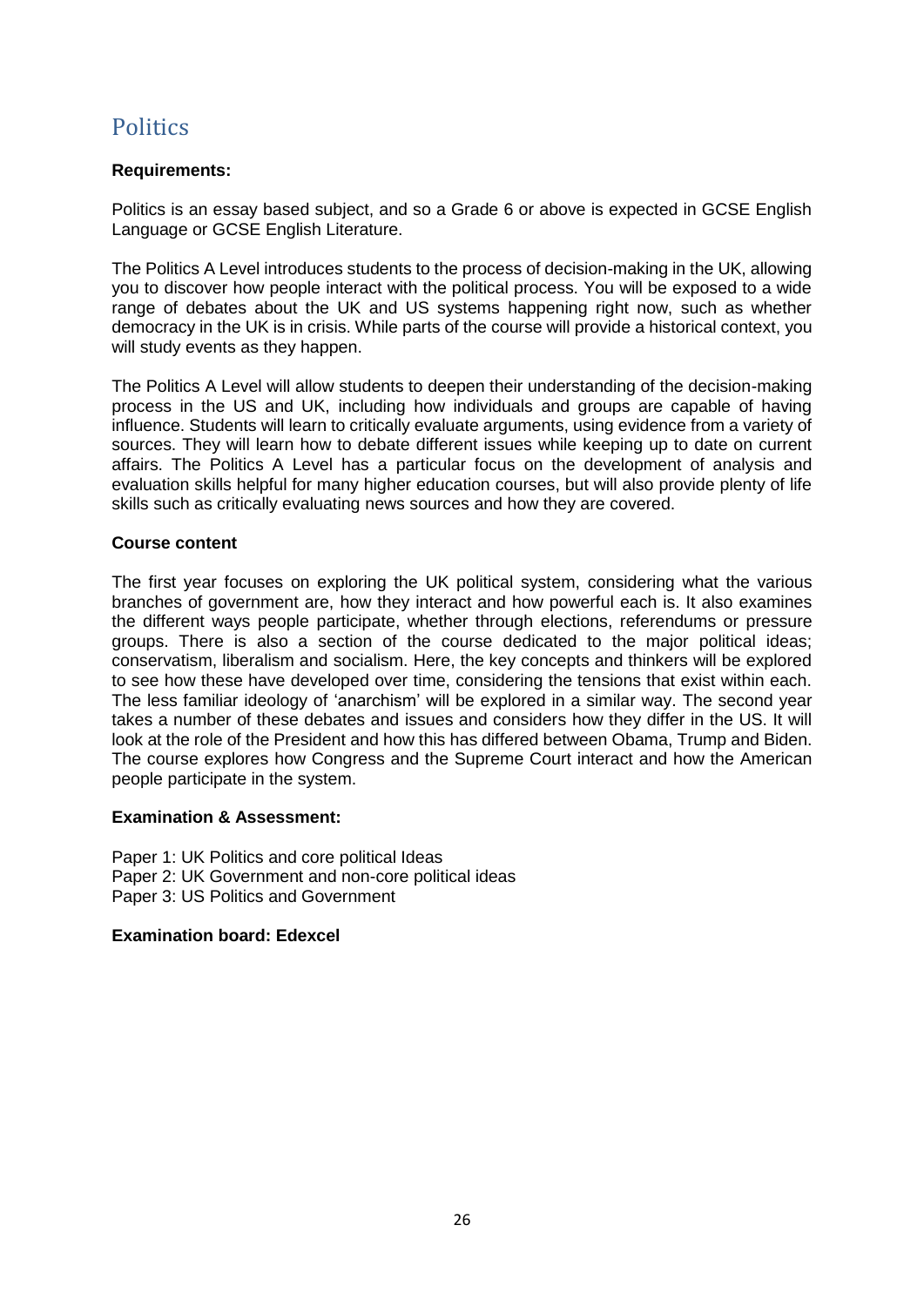# Politics

**Requirements:**

Politics is an essay based subject, and so a Grade 6 or above is expected in GCSE English Language or GCSE English Literature.

The Politics A Level introduces students to the process of decision-making in the UK, allowing you to discover how people interact with the political process. You will be exposed to a wide range of debates about the UK and US systems happening right now, such as whether democracy in the UK is in crisis. While parts of the course will provide a historical context, you will study events as they happen.

The Politics A Level will allow students to deepen their understanding of the decision-making process in the US and UK, including how individuals and groups are capable of having influence. Students will learn to critically evaluate arguments, using evidence from a variety of sources. They will learn how to debate different issues while keeping up to date on current affairs. The Politics A Level has a particular focus on the development of analysis and evaluation skills helpful for many higher education courses, but will also provide plenty of life skills such as critically evaluating news sources and how they are covered.

**Course content**

The first year focuses on exploring the UK political system, considering what the various branches of government are, how they interact and how powerful each is. It also examines the different ways people participate, whether through elections, referendums or pressure groups. There is also a section of the course dedicated to the major political ideas; conservatism, liberalism and socialism. Here, the key concepts and thinkers will be explored to see how these have developed over time, considering the tensions that exist within each. The less familiar ideology of 'anarchism' will be explored in a similar way. The second year takes a number of these debates and issues and considers how they differ in the US. It will look at the role of the President and how this has differed between Obama, Trump and Biden. The course explores how Congress and the Supreme Court interact and how the American people participate in the system.

**Examination & Assessment:**

Paper 1: UK Politics and core political Ideas
Paper 2: UK Government and non-core political ideas
Paper 3: US Politics and Government

**Examination board: Edexcel**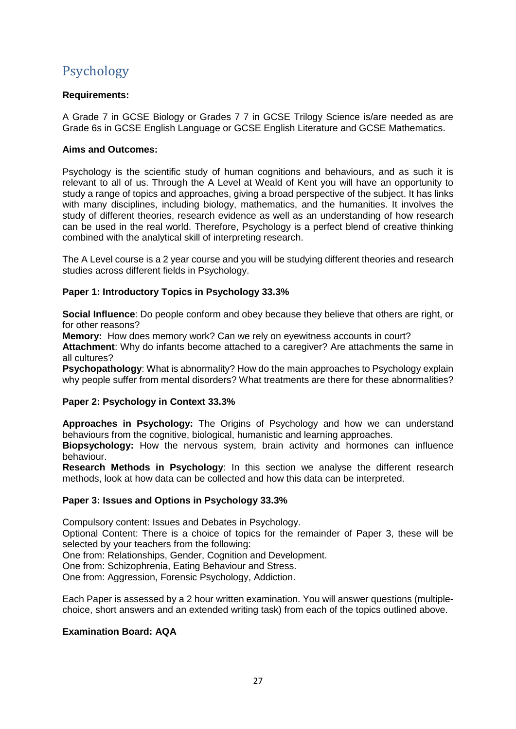# Psychology

**Requirements:**

A Grade 7 in GCSE Biology or Grades 7 7 in GCSE Trilogy Science is/are needed as are Grade 6s in GCSE English Language or GCSE English Literature and GCSE Mathematics.

**Aims and Outcomes:**

Psychology is the scientific study of human cognitions and behaviours, and as such it is relevant to all of us. Through the A Level at Weald of Kent you will have an opportunity to study a range of topics and approaches, giving a broad perspective of the subject. It has links with many disciplines, including biology, mathematics, and the humanities. It involves the study of different theories, research evidence as well as an understanding of how research can be used in the real world. Therefore, Psychology is a perfect blend of creative thinking combined with the analytical skill of interpreting research.

The A Level course is a 2 year course and you will be studying different theories and research studies across different fields in Psychology.

**Paper 1: Introductory Topics in Psychology 33.3%**

**Social Influence**: Do people conform and obey because they believe that others are right, or for other reasons?
**Memory:** How does memory work? Can we rely on eyewitness accounts in court?
**Attachment**: Why do infants become attached to a caregiver? Are attachments the same in all cultures?
**Psychopathology**: What is abnormality? How do the main approaches to Psychology explain why people suffer from mental disorders? What treatments are there for these abnormalities?

**Paper 2: Psychology in Context 33.3%**

**Approaches in Psychology:** The Origins of Psychology and how we can understand behaviours from the cognitive, biological, humanistic and learning approaches.
**Biopsychology:** How the nervous system, brain activity and hormones can influence behaviour.
**Research Methods in Psychology**: In this section we analyse the different research methods, look at how data can be collected and how this data can be interpreted.

**Paper 3: Issues and Options in Psychology 33.3%**

Compulsory content: Issues and Debates in Psychology.
Optional Content: There is a choice of topics for the remainder of Paper 3, these will be selected by your teachers from the following:
One from: Relationships, Gender, Cognition and Development.
One from: Schizophrenia, Eating Behaviour and Stress.
One from: Aggression, Forensic Psychology, Addiction.

Each Paper is assessed by a 2 hour written examination. You will answer questions (multiple-choice, short answers and an extended writing task) from each of the topics outlined above.

**Examination Board: AQA**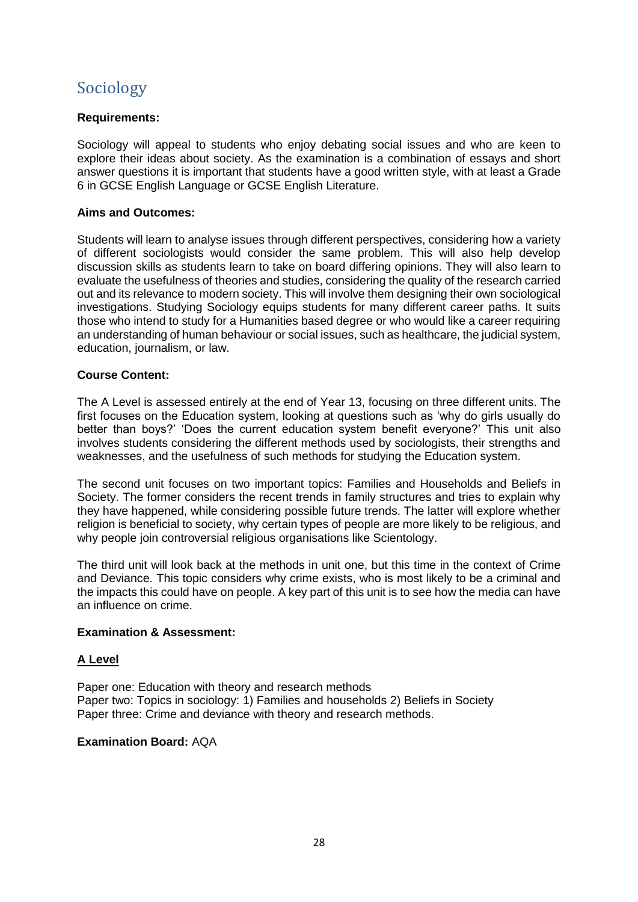# Sociology

**Requirements:**

Sociology will appeal to students who enjoy debating social issues and who are keen to explore their ideas about society. As the examination is a combination of essays and short answer questions it is important that students have a good written style, with at least a Grade 6 in GCSE English Language or GCSE English Literature.

**Aims and Outcomes:**

Students will learn to analyse issues through different perspectives, considering how a variety of different sociologists would consider the same problem. This will also help develop discussion skills as students learn to take on board differing opinions. They will also learn to evaluate the usefulness of theories and studies, considering the quality of the research carried out and its relevance to modern society. This will involve them designing their own sociological investigations. Studying Sociology equips students for many different career paths. It suits those who intend to study for a Humanities based degree or who would like a career requiring an understanding of human behaviour or social issues, such as healthcare, the judicial system, education, journalism, or law.

**Course Content:**

The A Level is assessed entirely at the end of Year 13, focusing on three different units. The first focuses on the Education system, looking at questions such as 'why do girls usually do better than boys?' 'Does the current education system benefit everyone?' This unit also involves students considering the different methods used by sociologists, their strengths and weaknesses, and the usefulness of such methods for studying the Education system.

The second unit focuses on two important topics: Families and Households and Beliefs in Society. The former considers the recent trends in family structures and tries to explain why they have happened, while considering possible future trends. The latter will explore whether religion is beneficial to society, why certain types of people are more likely to be religious, and why people join controversial religious organisations like Scientology.

The third unit will look back at the methods in unit one, but this time in the context of Crime and Deviance. This topic considers why crime exists, who is most likely to be a criminal and the impacts this could have on people. A key part of this unit is to see how the media can have an influence on crime.

**Examination & Assessment:**

**<u>A Level</u>**

Paper one: Education with theory and research methods
Paper two: Topics in sociology: 1) Families and households 2) Beliefs in Society
Paper three: Crime and deviance with theory and research methods.

**Examination Board:** AQA